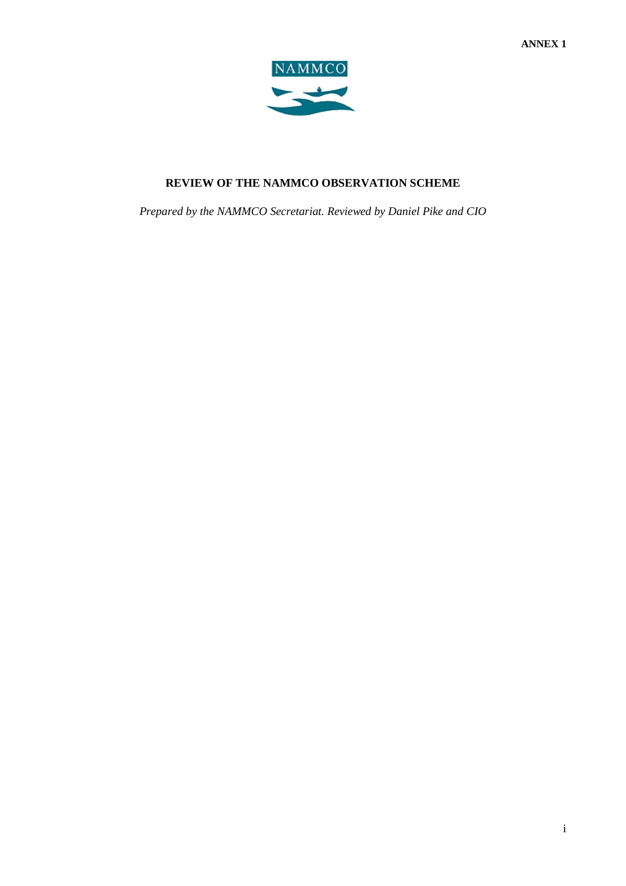**ANNEX 1**

NAMMCO

# REVIEW OF THE NAMMCO OBSERVATION SCHEME

*Prepared by the NAMMCO Secretariat. Reviewed by Daniel Pike and CIO*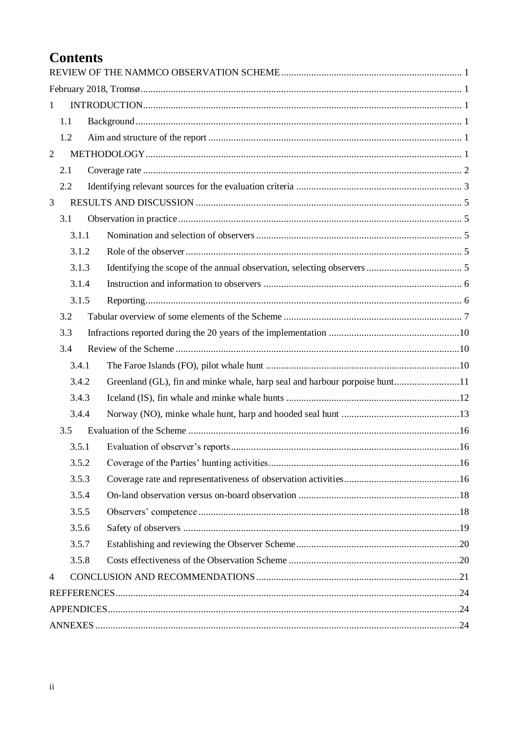# Contents

REVIEW OF THE NAMMCO OBSERVATION SCHEME ... 1

February 2018, Tromsø ... 1

1 INTRODUCTION ... 1

- 1.1 Background ... 1
- 1.2 Aim and structure of the report ... 1

2 METHODOLOGY ... 1

- 2.1 Coverage rate ... 2
- 2.2 Identifying relevant sources for the evaluation criteria ... 3

3 RESULTS AND DISCUSSION ... 5

- 3.1 Observation in practice ... 5
  - 3.1.1 Nomination and selection of observers ... 5
  - 3.1.2 Role of the observer ... 5
  - 3.1.3 Identifying the scope of the annual observation, selecting observers ... 5
  - 3.1.4 Instruction and information to observers ... 6
  - 3.1.5 Reporting ... 6
- 3.2 Tabular overview of some elements of the Scheme ... 7
- 3.3 Infractions reported during the 20 years of the implementation ... 10
- 3.4 Review of the Scheme ... 10
  - 3.4.1 The Faroe Islands (FO), pilot whale hunt ... 10
  - 3.4.2 Greenland (GL), fin and minke whale, harp seal and harbour porpoise hunt ... 11
  - 3.4.3 Iceland (IS), fin whale and minke whale hunts ... 12
  - 3.4.4 Norway (NO), minke whale hunt, harp and hooded seal hunt ... 13
- 3.5 Evaluation of the Scheme ... 16
  - 3.5.1 Evaluation of observer's reports ... 16
  - 3.5.2 Coverage of the Parties' hunting activities ... 16
  - 3.5.3 Coverage rate and representativeness of observation activities ... 16
  - 3.5.4 On-land observation versus on-board observation ... 18
  - 3.5.5 Observers' competence ... 18
  - 3.5.6 Safety of observers ... 19
  - 3.5.7 Establishing and reviewing the Observer Scheme ... 20
  - 3.5.8 Costs effectiveness of the Observation Scheme ... 20

4 CONCLUSION AND RECOMMENDATIONS ... 21

REFFERENCES ... 24

APPENDICES ... 24

ANNEXES ... 24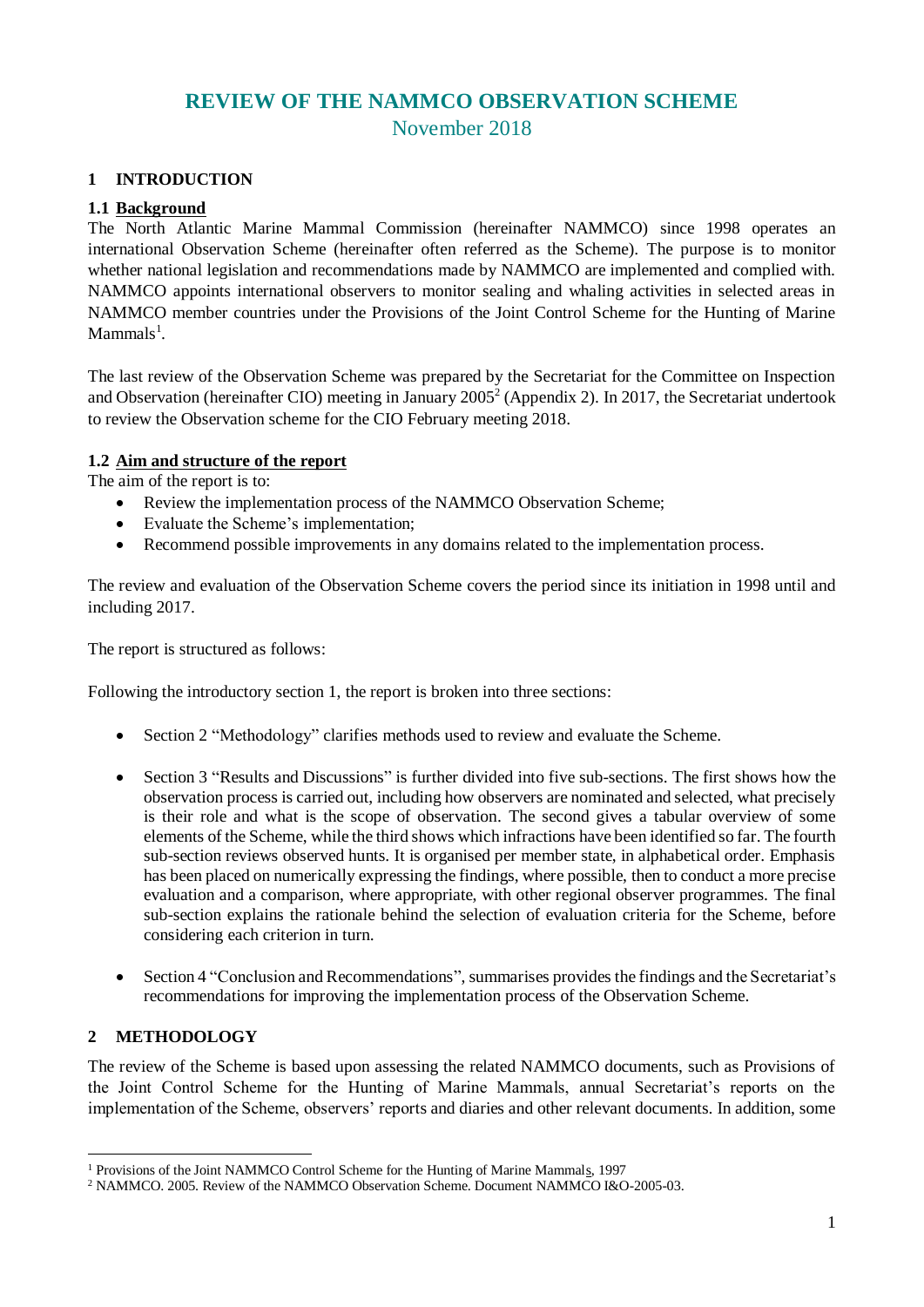# REVIEW OF THE NAMMCO OBSERVATION SCHEME

November 2018

## 1 INTRODUCTION

### 1.1 Background

The North Atlantic Marine Mammal Commission (hereinafter NAMMCO) since 1998 operates an international Observation Scheme (hereinafter often referred as the Scheme). The purpose is to monitor whether national legislation and recommendations made by NAMMCO are implemented and complied with. NAMMCO appoints international observers to monitor sealing and whaling activities in selected areas in NAMMCO member countries under the Provisions of the Joint Control Scheme for the Hunting of Marine Mammals[1].

The last review of the Observation Scheme was prepared by the Secretariat for the Committee on Inspection and Observation (hereinafter CIO) meeting in January 2005[2] (Appendix 2). In 2017, the Secretariat undertook to review the Observation scheme for the CIO February meeting 2018.

### 1.2 Aim and structure of the report

The aim of the report is to:

- Review the implementation process of the NAMMCO Observation Scheme;
- Evaluate the Scheme's implementation;
- Recommend possible improvements in any domains related to the implementation process.

The review and evaluation of the Observation Scheme covers the period since its initiation in 1998 until and including 2017.

The report is structured as follows:

Following the introductory section 1, the report is broken into three sections:

- Section 2 "Methodology" clarifies methods used to review and evaluate the Scheme.

- Section 3 "Results and Discussions" is further divided into five sub-sections. The first shows how the observation process is carried out, including how observers are nominated and selected, what precisely is their role and what is the scope of observation. The second gives a tabular overview of some elements of the Scheme, while the third shows which infractions have been identified so far. The fourth sub-section reviews observed hunts. It is organised per member state, in alphabetical order. Emphasis has been placed on numerically expressing the findings, where possible, then to conduct a more precise evaluation and a comparison, where appropriate, with other regional observer programmes. The final sub-section explains the rationale behind the selection of evaluation criteria for the Scheme, before considering each criterion in turn.

- Section 4 "Conclusion and Recommendations", summarises provides the findings and the Secretariat's recommendations for improving the implementation process of the Observation Scheme.

## 2 METHODOLOGY

The review of the Scheme is based upon assessing the related NAMMCO documents, such as Provisions of the Joint Control Scheme for the Hunting of Marine Mammals, annual Secretariat's reports on the implementation of the Scheme, observers' reports and diaries and other relevant documents. In addition, some

---

[1] Provisions of the Joint NAMMCO Control Scheme for the Hunting of Marine Mammals, 1997

[2] NAMMCO. 2005. Review of the NAMMCO Observation Scheme. Document NAMMCO I&O-2005-03.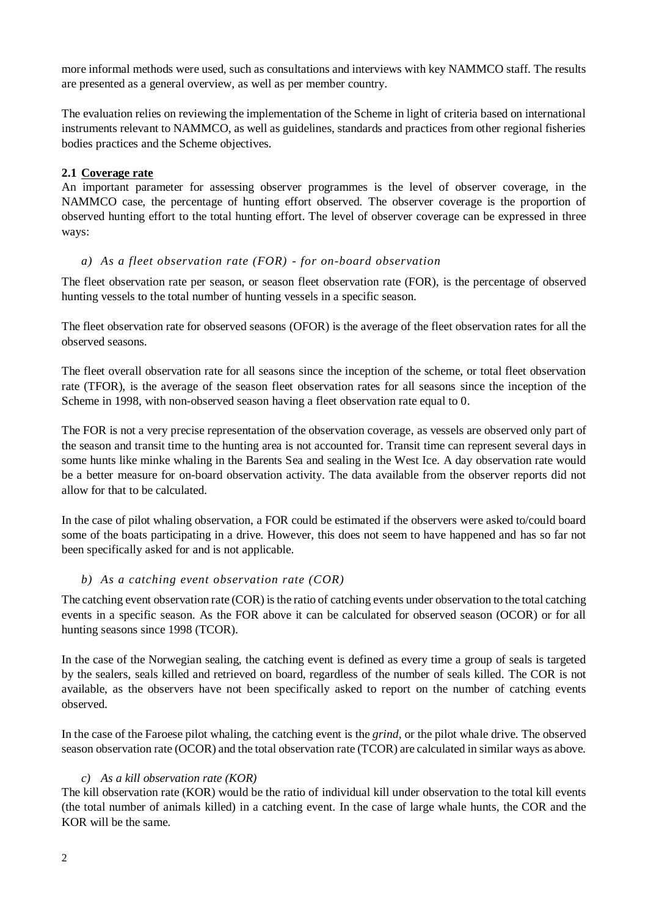more informal methods were used, such as consultations and interviews with key NAMMCO staff. The results are presented as a general overview, as well as per member country.

The evaluation relies on reviewing the implementation of the Scheme in light of criteria based on international instruments relevant to NAMMCO, as well as guidelines, standards and practices from other regional fisheries bodies practices and the Scheme objectives.

### 2.1 Coverage rate

An important parameter for assessing observer programmes is the level of observer coverage, in the NAMMCO case, the percentage of hunting effort observed. The observer coverage is the proportion of observed hunting effort to the total hunting effort. The level of observer coverage can be expressed in three ways:

*a) As a fleet observation rate (FOR) - for on-board observation*

The fleet observation rate per season, or season fleet observation rate (FOR), is the percentage of observed hunting vessels to the total number of hunting vessels in a specific season.

The fleet observation rate for observed seasons (OFOR) is the average of the fleet observation rates for all the observed seasons.

The fleet overall observation rate for all seasons since the inception of the scheme, or total fleet observation rate (TFOR), is the average of the season fleet observation rates for all seasons since the inception of the Scheme in 1998, with non-observed season having a fleet observation rate equal to 0.

The FOR is not a very precise representation of the observation coverage, as vessels are observed only part of the season and transit time to the hunting area is not accounted for. Transit time can represent several days in some hunts like minke whaling in the Barents Sea and sealing in the West Ice. A day observation rate would be a better measure for on-board observation activity. The data available from the observer reports did not allow for that to be calculated.

In the case of pilot whaling observation, a FOR could be estimated if the observers were asked to/could board some of the boats participating in a drive. However, this does not seem to have happened and has so far not been specifically asked for and is not applicable.

*b) As a catching event observation rate (COR)*

The catching event observation rate (COR) is the ratio of catching events under observation to the total catching events in a specific season. As the FOR above it can be calculated for observed season (OCOR) or for all hunting seasons since 1998 (TCOR).

In the case of the Norwegian sealing, the catching event is defined as every time a group of seals is targeted by the sealers, seals killed and retrieved on board, regardless of the number of seals killed. The COR is not available, as the observers have not been specifically asked to report on the number of catching events observed.

In the case of the Faroese pilot whaling, the catching event is the *grind*, or the pilot whale drive. The observed season observation rate (OCOR) and the total observation rate (TCOR) are calculated in similar ways as above.

*c) As a kill observation rate (KOR)*

The kill observation rate (KOR) would be the ratio of individual kill under observation to the total kill events (the total number of animals killed) in a catching event. In the case of large whale hunts, the COR and the KOR will be the same.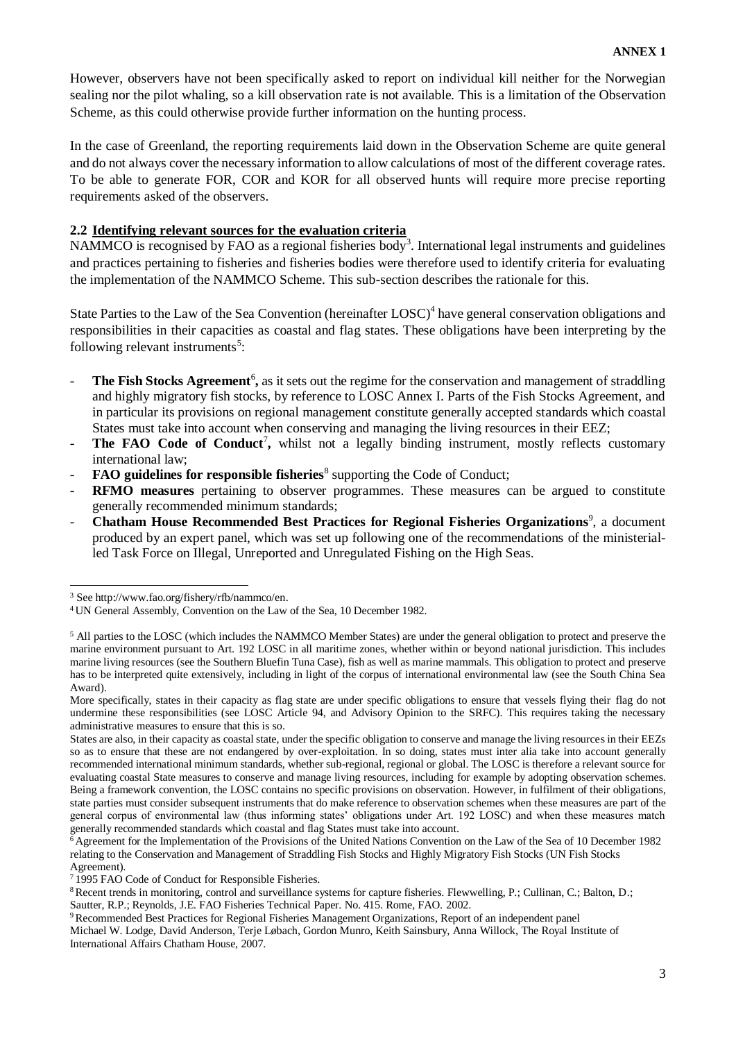However, observers have not been specifically asked to report on individual kill neither for the Norwegian sealing nor the pilot whaling, so a kill observation rate is not available. This is a limitation of the Observation Scheme, as this could otherwise provide further information on the hunting process.

In the case of Greenland, the reporting requirements laid down in the Observation Scheme are quite general and do not always cover the necessary information to allow calculations of most of the different coverage rates. To be able to generate FOR, COR and KOR for all observed hunts will require more precise reporting requirements asked of the observers.

### 2.2 Identifying relevant sources for the evaluation criteria

NAMMCO is recognised by FAO as a regional fisheries body[3]. International legal instruments and guidelines and practices pertaining to fisheries and fisheries bodies were therefore used to identify criteria for evaluating the implementation of the NAMMCO Scheme. This sub-section describes the rationale for this.

State Parties to the Law of the Sea Convention (hereinafter LOSC)[4] have general conservation obligations and responsibilities in their capacities as coastal and flag states. These obligations have been interpreting by the following relevant instruments[5]:

- **The Fish Stocks Agreement**[6]**,** as it sets out the regime for the conservation and management of straddling and highly migratory fish stocks, by reference to LOSC Annex I. Parts of the Fish Stocks Agreement, and in particular its provisions on regional management constitute generally accepted standards which coastal States must take into account when conserving and managing the living resources in their EEZ;
- **The FAO Code of Conduct**[7]**,** whilst not a legally binding instrument, mostly reflects customary international law;
- **FAO guidelines for responsible fisheries**[8] supporting the Code of Conduct;
- **RFMO measures** pertaining to observer programmes. These measures can be argued to constitute generally recommended minimum standards;
- **Chatham House Recommended Best Practices for Regional Fisheries Organizations**[9], a document produced by an expert panel, which was set up following one of the recommendations of the ministerial-led Task Force on Illegal, Unreported and Unregulated Fishing on the High Seas.

---

[3] See http://www.fao.org/fishery/rfb/nammco/en.

[4] UN General Assembly, Convention on the Law of the Sea, 10 December 1982.

[5] All parties to the LOSC (which includes the NAMMCO Member States) are under the general obligation to protect and preserve the marine environment pursuant to Art. 192 LOSC in all maritime zones, whether within or beyond national jurisdiction. This includes marine living resources (see the Southern Bluefin Tuna Case), fish as well as marine mammals. This obligation to protect and preserve has to be interpreted quite extensively, including in light of the corpus of international environmental law (see the South China Sea Award).

More specifically, states in their capacity as flag state are under specific obligations to ensure that vessels flying their flag do not undermine these responsibilities (see LOSC Article 94, and Advisory Opinion to the SRFC). This requires taking the necessary administrative measures to ensure that this is so.

States are also, in their capacity as coastal state, under the specific obligation to conserve and manage the living resources in their EEZs so as to ensure that these are not endangered by over-exploitation. In so doing, states must inter alia take into account generally recommended international minimum standards, whether sub-regional, regional or global. The LOSC is therefore a relevant source for evaluating coastal State measures to conserve and manage living resources, including for example by adopting observation schemes. Being a framework convention, the LOSC contains no specific provisions on observation. However, in fulfilment of their obligations, state parties must consider subsequent instruments that do make reference to observation schemes when these measures are part of the general corpus of environmental law (thus informing states' obligations under Art. 192 LOSC) and when these measures match generally recommended standards which coastal and flag States must take into account.

[6] Agreement for the Implementation of the Provisions of the United Nations Convention on the Law of the Sea of 10 December 1982 relating to the Conservation and Management of Straddling Fish Stocks and Highly Migratory Fish Stocks (UN Fish Stocks Agreement).

[7] 1995 FAO Code of Conduct for Responsible Fisheries.

[8] Recent trends in monitoring, control and surveillance systems for capture fisheries. Flewwelling, P.; Cullinan, C.; Balton, D.; Sautter, R.P.; Reynolds, J.E. FAO Fisheries Technical Paper. No. 415. Rome, FAO. 2002.

[9] Recommended Best Practices for Regional Fisheries Management Organizations, Report of an independent panel Michael W. Lodge, David Anderson, Terje Løbach, Gordon Munro, Keith Sainsbury, Anna Willock, The Royal Institute of International Affairs Chatham House, 2007.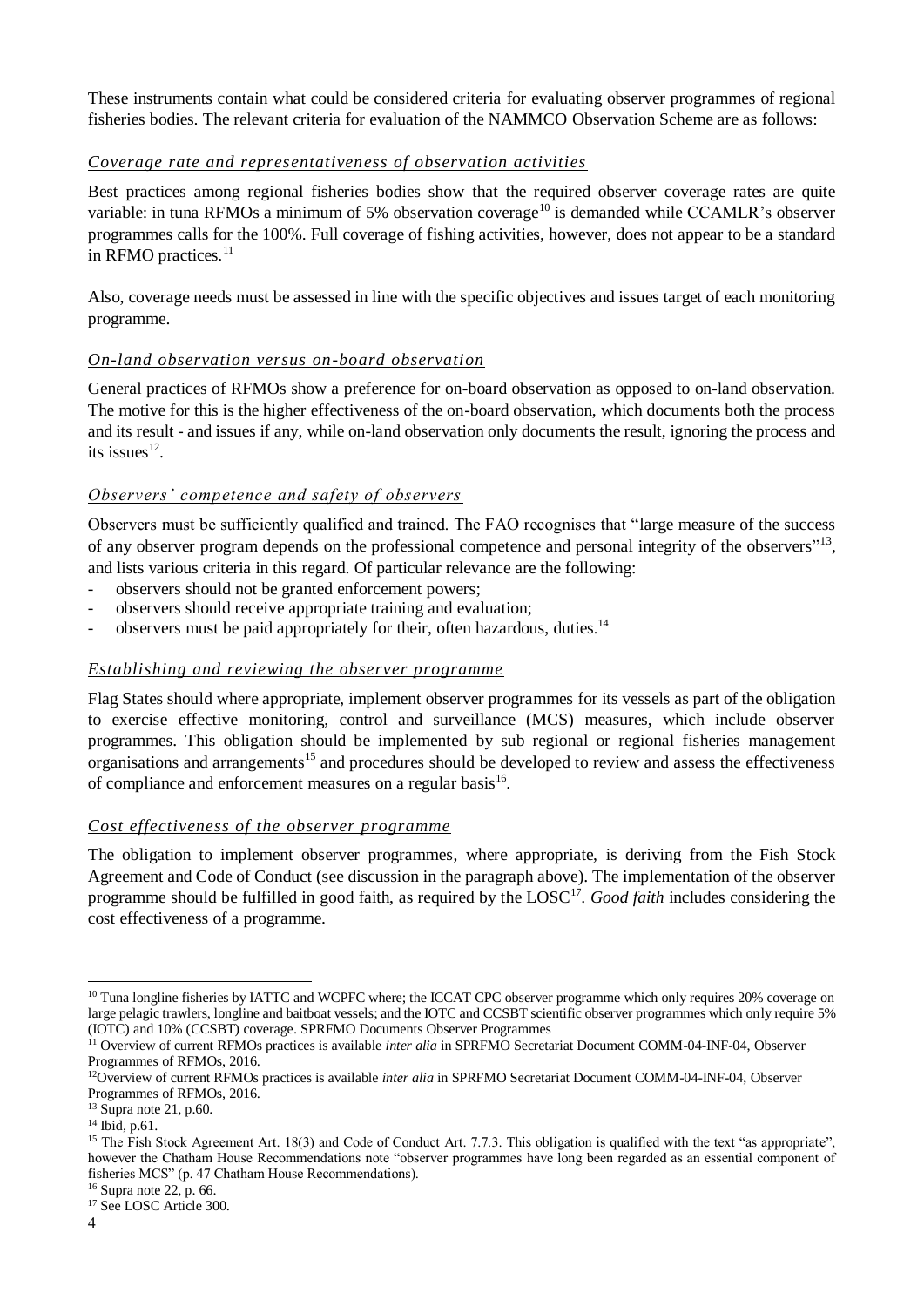These instruments contain what could be considered criteria for evaluating observer programmes of regional fisheries bodies. The relevant criteria for evaluation of the NAMMCO Observation Scheme are as follows:

### *Coverage rate and representativeness of observation activities*

Best practices among regional fisheries bodies show that the required observer coverage rates are quite variable: in tuna RFMOs a minimum of 5% observation coverage[10] is demanded while CCAMLR's observer programmes calls for the 100%. Full coverage of fishing activities, however, does not appear to be a standard in RFMO practices.[11]

Also, coverage needs must be assessed in line with the specific objectives and issues target of each monitoring programme.

### *On-land observation versus on-board observation*

General practices of RFMOs show a preference for on-board observation as opposed to on-land observation. The motive for this is the higher effectiveness of the on-board observation, which documents both the process and its result - and issues if any, while on-land observation only documents the result, ignoring the process and its issues[12].

### *Observers' competence and safety of observers*

Observers must be sufficiently qualified and trained. The FAO recognises that "large measure of the success of any observer program depends on the professional competence and personal integrity of the observers"[13], and lists various criteria in this regard. Of particular relevance are the following:

- observers should not be granted enforcement powers;
- observers should receive appropriate training and evaluation;
- observers must be paid appropriately for their, often hazardous, duties.[14]

### *Establishing and reviewing the observer programme*

Flag States should where appropriate, implement observer programmes for its vessels as part of the obligation to exercise effective monitoring, control and surveillance (MCS) measures, which include observer programmes. This obligation should be implemented by sub regional or regional fisheries management organisations and arrangements[15] and procedures should be developed to review and assess the effectiveness of compliance and enforcement measures on a regular basis[16].

### *Cost effectiveness of the observer programme*

The obligation to implement observer programmes, where appropriate, is deriving from the Fish Stock Agreement and Code of Conduct (see discussion in the paragraph above). The implementation of the observer programme should be fulfilled in good faith, as required by the LOSC[17]. *Good faith* includes considering the cost effectiveness of a programme.

---

[10] Tuna longline fisheries by IATTC and WCPFC where; the ICCAT CPC observer programme which only requires 20% coverage on large pelagic trawlers, longline and baitboat vessels; and the IOTC and CCSBT scientific observer programmes which only require 5% (IOTC) and 10% (CCSBT) coverage. SPRFMO Documents Observer Programmes

[11] Overview of current RFMOs practices is available *inter alia* in SPRFMO Secretariat Document COMM-04-INF-04, Observer Programmes of RFMOs, 2016.

[12] Overview of current RFMOs practices is available *inter alia* in SPRFMO Secretariat Document COMM-04-INF-04, Observer Programmes of RFMOs, 2016.

[13] Supra note 21, p.60.

[14] Ibid, p.61.

[15] The Fish Stock Agreement Art. 18(3) and Code of Conduct Art. 7.7.3. This obligation is qualified with the text "as appropriate", however the Chatham House Recommendations note "observer programmes have long been regarded as an essential component of fisheries MCS" (p. 47 Chatham House Recommendations).

[16] Supra note 22, p. 66.

[17] See LOSC Article 300.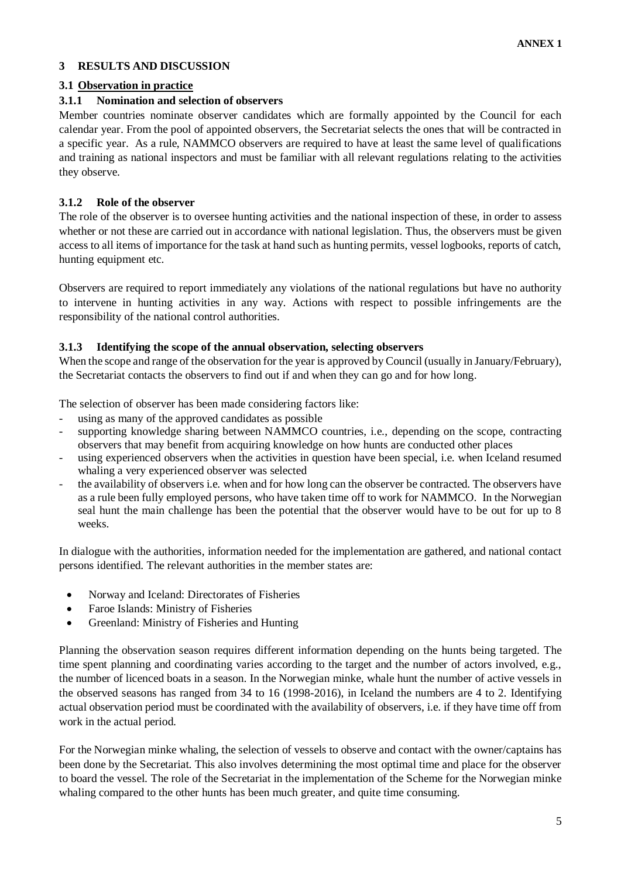# 3 RESULTS AND DISCUSSION

## 3.1 Observation in practice

### 3.1.1 Nomination and selection of observers

Member countries nominate observer candidates which are formally appointed by the Council for each calendar year. From the pool of appointed observers, the Secretariat selects the ones that will be contracted in a specific year. As a rule, NAMMCO observers are required to have at least the same level of qualifications and training as national inspectors and must be familiar with all relevant regulations relating to the activities they observe.

### 3.1.2 Role of the observer

The role of the observer is to oversee hunting activities and the national inspection of these, in order to assess whether or not these are carried out in accordance with national legislation. Thus, the observers must be given access to all items of importance for the task at hand such as hunting permits, vessel logbooks, reports of catch, hunting equipment etc.

Observers are required to report immediately any violations of the national regulations but have no authority to intervene in hunting activities in any way. Actions with respect to possible infringements are the responsibility of the national control authorities.

### 3.1.3 Identifying the scope of the annual observation, selecting observers

When the scope and range of the observation for the year is approved by Council (usually in January/February), the Secretariat contacts the observers to find out if and when they can go and for how long.

The selection of observer has been made considering factors like:

- using as many of the approved candidates as possible
- supporting knowledge sharing between NAMMCO countries, i.e., depending on the scope, contracting observers that may benefit from acquiring knowledge on how hunts are conducted other places
- using experienced observers when the activities in question have been special, i.e. when Iceland resumed whaling a very experienced observer was selected
- the availability of observers i.e. when and for how long can the observer be contracted. The observers have as a rule been fully employed persons, who have taken time off to work for NAMMCO. In the Norwegian seal hunt the main challenge has been the potential that the observer would have to be out for up to 8 weeks.

In dialogue with the authorities, information needed for the implementation are gathered, and national contact persons identified. The relevant authorities in the member states are:

- Norway and Iceland: Directorates of Fisheries
- Faroe Islands: Ministry of Fisheries
- Greenland: Ministry of Fisheries and Hunting

Planning the observation season requires different information depending on the hunts being targeted. The time spent planning and coordinating varies according to the target and the number of actors involved, e.g., the number of licenced boats in a season. In the Norwegian minke, whale hunt the number of active vessels in the observed seasons has ranged from 34 to 16 (1998-2016), in Iceland the numbers are 4 to 2. Identifying actual observation period must be coordinated with the availability of observers, i.e. if they have time off from work in the actual period.

For the Norwegian minke whaling, the selection of vessels to observe and contact with the owner/captains has been done by the Secretariat. This also involves determining the most optimal time and place for the observer to board the vessel. The role of the Secretariat in the implementation of the Scheme for the Norwegian minke whaling compared to the other hunts has been much greater, and quite time consuming.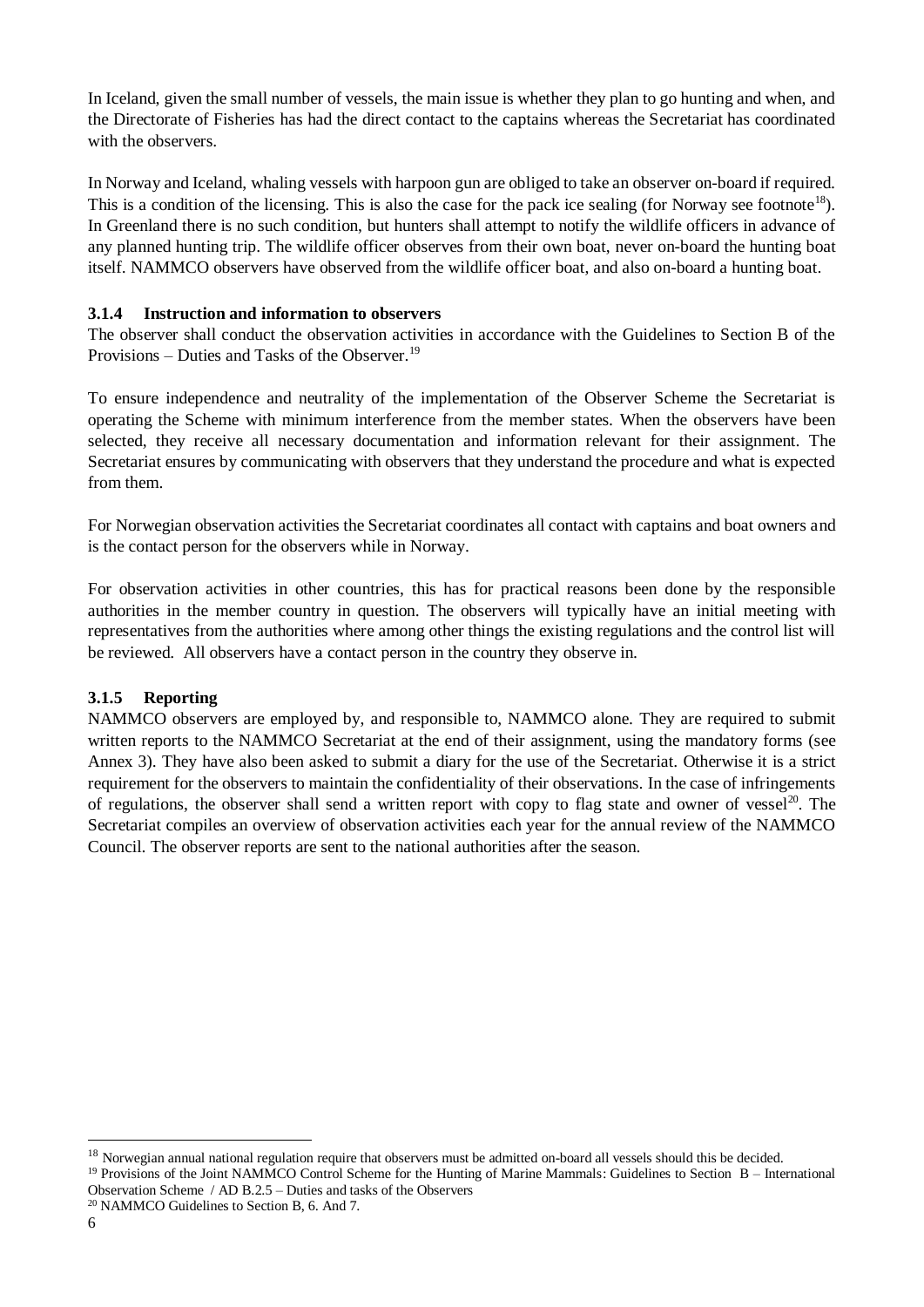In Iceland, given the small number of vessels, the main issue is whether they plan to go hunting and when, and the Directorate of Fisheries has had the direct contact to the captains whereas the Secretariat has coordinated with the observers.

In Norway and Iceland, whaling vessels with harpoon gun are obliged to take an observer on-board if required. This is a condition of the licensing. This is also the case for the pack ice sealing (for Norway see footnote[18]). In Greenland there is no such condition, but hunters shall attempt to notify the wildlife officers in advance of any planned hunting trip. The wildlife officer observes from their own boat, never on-board the hunting boat itself. NAMMCO observers have observed from the wildlife officer boat, and also on-board a hunting boat.

### 3.1.4 Instruction and information to observers

The observer shall conduct the observation activities in accordance with the Guidelines to Section B of the Provisions – Duties and Tasks of the Observer.[19]

To ensure independence and neutrality of the implementation of the Observer Scheme the Secretariat is operating the Scheme with minimum interference from the member states. When the observers have been selected, they receive all necessary documentation and information relevant for their assignment. The Secretariat ensures by communicating with observers that they understand the procedure and what is expected from them.

For Norwegian observation activities the Secretariat coordinates all contact with captains and boat owners and is the contact person for the observers while in Norway.

For observation activities in other countries, this has for practical reasons been done by the responsible authorities in the member country in question. The observers will typically have an initial meeting with representatives from the authorities where among other things the existing regulations and the control list will be reviewed. All observers have a contact person in the country they observe in.

### 3.1.5 Reporting

NAMMCO observers are employed by, and responsible to, NAMMCO alone. They are required to submit written reports to the NAMMCO Secretariat at the end of their assignment, using the mandatory forms (see Annex 3). They have also been asked to submit a diary for the use of the Secretariat. Otherwise it is a strict requirement for the observers to maintain the confidentiality of their observations. In the case of infringements of regulations, the observer shall send a written report with copy to flag state and owner of vessel[20]. The Secretariat compiles an overview of observation activities each year for the annual review of the NAMMCO Council. The observer reports are sent to the national authorities after the season.

---

[18] Norwegian annual national regulation require that observers must be admitted on-board all vessels should this be decided.

[19] Provisions of the Joint NAMMCO Control Scheme for the Hunting of Marine Mammals: Guidelines to Section B – International Observation Scheme / AD B.2.5 – Duties and tasks of the Observers

[20] NAMMCO Guidelines to Section B, 6. And 7.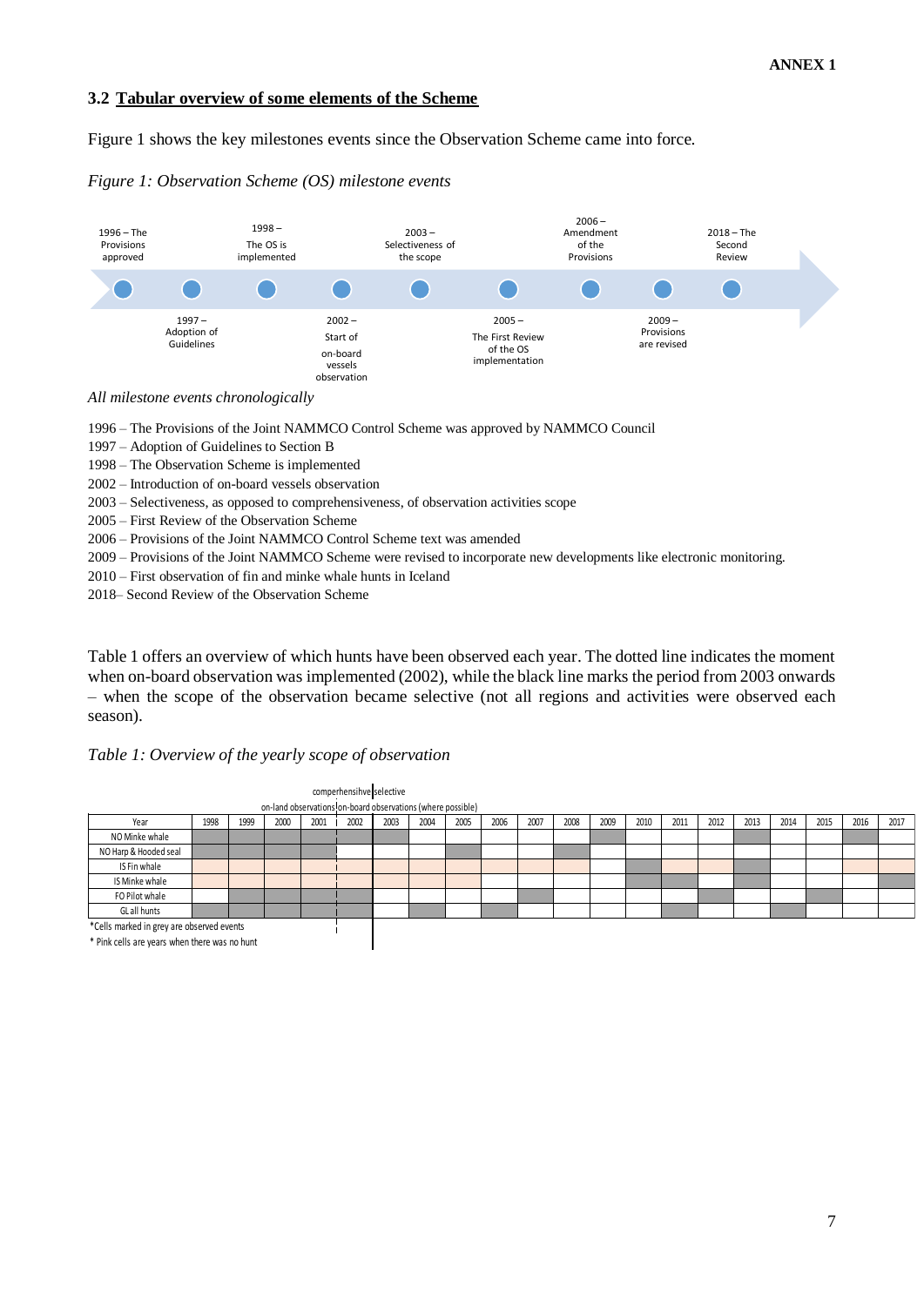## 3.2 Tabular overview of some elements of the Scheme

Figure 1 shows the key milestones events since the Observation Scheme came into force.

*Figure 1: Observation Scheme (OS) milestone events*

- 1996 – The Provisions approved
- 1997 – Adoption of Guidelines
- 1998 – The OS is implemented
- 2002 – Start of on-board vessels observation
- 2003 – Selectiveness of the scope
- 2005 – The First Review of the OS implementation
- 2006 – Amendment of the Provisions
- 2009 – Provisions are revised
- 2018 – The Second Review

*All milestone events chronologically*

1996 – The Provisions of the Joint NAMMCO Control Scheme was approved by NAMMCO Council
1997 – Adoption of Guidelines to Section B
1998 – The Observation Scheme is implemented
2002 – Introduction of on-board vessels observation
2003 – Selectiveness, as opposed to comprehensiveness, of observation activities scope
2005 – First Review of the Observation Scheme
2006 – Provisions of the Joint NAMMCO Control Scheme text was amended
2009 – Provisions of the Joint NAMMCO Scheme were revised to incorporate new developments like electronic monitoring.
2010 – First observation of fin and minke whale hunts in Iceland
2018– Second Review of the Observation Scheme

Table 1 offers an overview of which hunts have been observed each year. The dotted line indicates the moment when on-board observation was implemented (2002), while the black line marks the period from 2003 onwards – when the scope of the observation became selective (not all regions and activities were observed each season).

*Table 1: Overview of the yearly scope of observation*

comperhensihve | selective
on-land observations | on-board observations (where possible)

| Year | 1998 | 1999 | 2000 | 2001 | 2002 | 2003 | 2004 | 2005 | 2006 | 2007 | 2008 | 2009 | 2010 | 2011 | 2012 | 2013 | 2014 | 2015 | 2016 | 2017 |
|---|---|---|---|---|---|---|---|---|---|---|---|---|---|---|---|---|---|---|---|---|
| NO Minke whale | grey | grey | grey | grey | grey | grey | | | | | | grey | | | | grey | | | grey | |
| NO Harp & Hooded seal | grey | grey | grey | grey | | | | grey | | | grey | | | | | | | | | |
| IS Fin whale | pink | pink | pink | pink | pink | pink | pink | pink | pink | pink | pink | | grey | pink | pink | grey | | | pink | pink |
| IS Minke whale | pink | pink | pink | pink | pink | pink | pink | pink | | | | | grey | grey | | grey | | | | grey |
| FO Pilot whale | | grey | grey | grey | grey | | | | | grey | | | | | grey | | | grey | | |
| GL all hunts | grey | grey | grey | grey | grey | | grey | | grey | | | | | grey | | | grey | | | |

*Cells marked in grey are observed events

* Pink cells are years when there was no hunt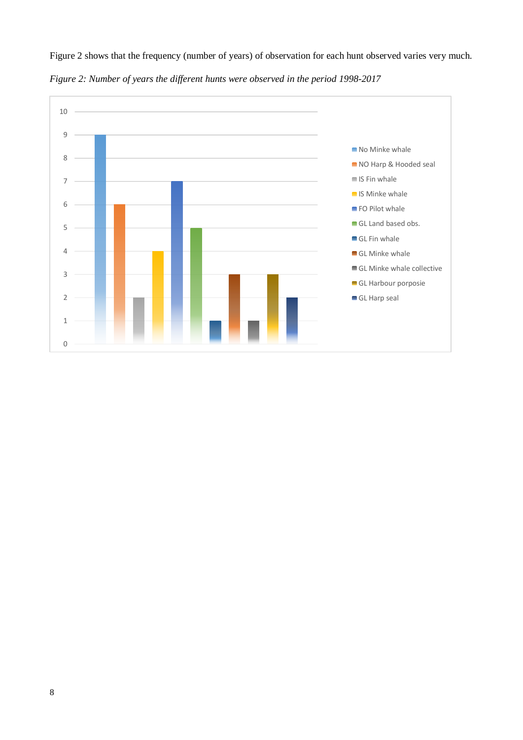Figure 2 shows that the frequency (number of years) of observation for each hunt observed varies very much.

*Figure 2: Number of years the different hunts were observed in the period 1998-2017*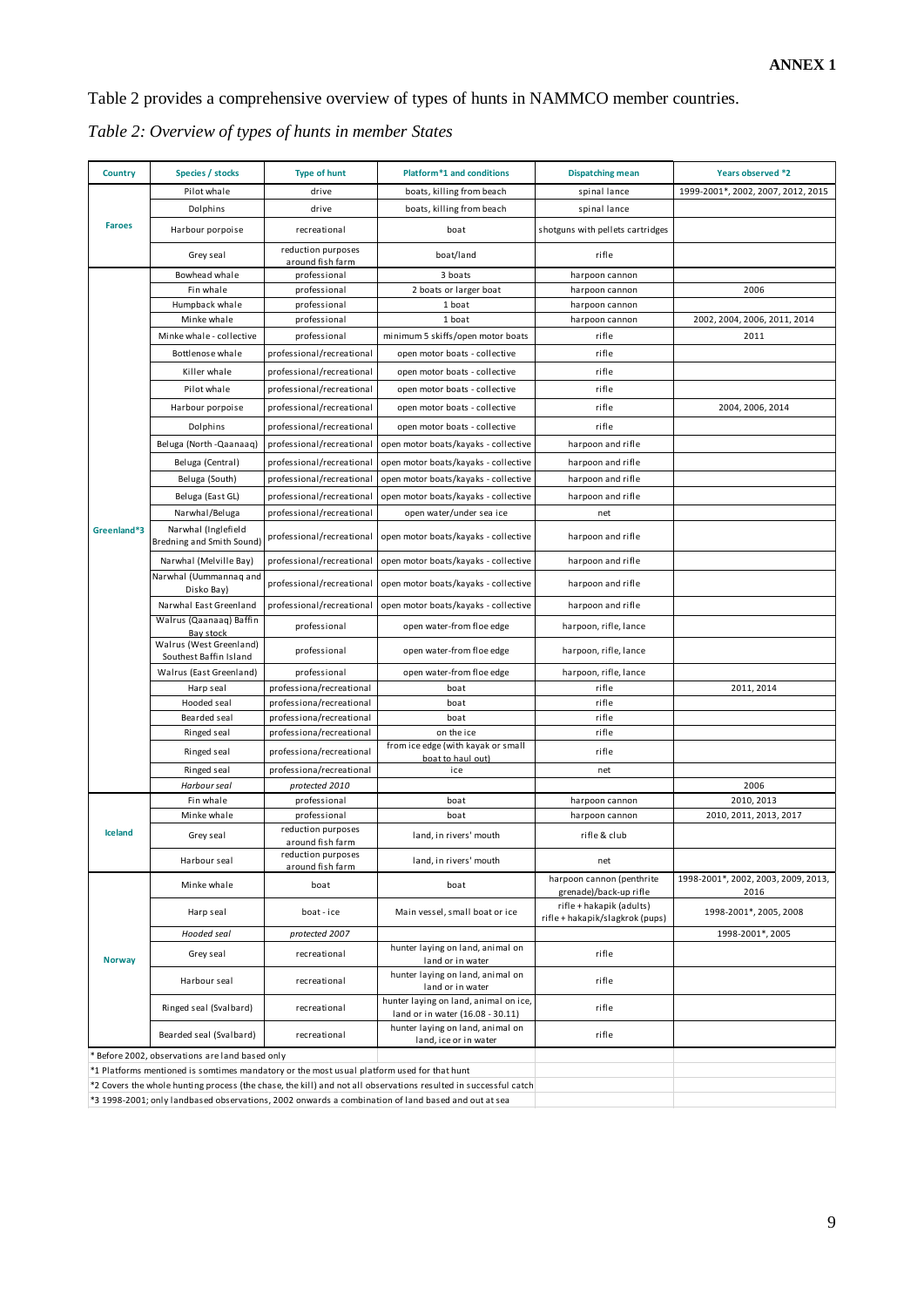**ANNEX 1**

Table 2 provides a comprehensive overview of types of hunts in NAMMCO member countries.

*Table 2: Overview of types of hunts in member States*

| Country | Species / stocks | Type of hunt | Platform*1 and conditions | Dispatching mean | Years observed *2 |
|---|---|---|---|---|---|
| Faroes | Pilot whale | drive | boats, killing from beach | spinal lance | 1999-2001*, 2002, 2007, 2012, 2015 |
| | Dolphins | drive | boats, killing from beach | spinal lance | |
| | Harbour porpoise | recreational | boat | shotguns with pellets cartridges | |
| | Grey seal | reduction purposes around fish farm | boat/land | rifle | |
| Greenland*3 | Bowhead whale | professional | 3 boats | harpoon cannon | |
| | Fin whale | professional | 2 boats or larger boat | harpoon cannon | 2006 |
| | Humpback whale | professional | 1 boat | harpoon cannon | |
| | Minke whale | professional | 1 boat | harpoon cannon | 2002, 2004, 2006, 2011, 2014 |
| | Minke whale - collective | professional | minimum 5 skiffs/open motor boats | rifle | 2011 |
| | Bottlenose whale | professional/recreational | open motor boats - collective | rifle | |
| | Killer whale | professional/recreational | open motor boats - collective | rifle | |
| | Pilot whale | professional/recreational | open motor boats - collective | rifle | |
| | Harbour porpoise | professional/recreational | open motor boats - collective | rifle | 2004, 2006, 2014 |
| | Dolphins | professional/recreational | open motor boats - collective | rifle | |
| | Beluga (North -Qaanaaq) | professional/recreational | open motor boats/kayaks - collective | harpoon and rifle | |
| | Beluga (Central) | professional/recreational | open motor boats/kayaks - collective | harpoon and rifle | |
| | Beluga (South) | professional/recreational | open motor boats/kayaks - collective | harpoon and rifle | |
| | Beluga (East GL) | professional/recreational | open motor boats/kayaks - collective | harpoon and rifle | |
| | Narwhal/Beluga | professional/recreational | open water/under sea ice | net | |
| | Narwhal (Inglefield Bredning and Smith Sound) | professional/recreational | open motor boats/kayaks - collective | harpoon and rifle | |
| | Narwhal (Melville Bay) | professional/recreational | open motor boats/kayaks - collective | harpoon and rifle | |
| | Narwhal (Uummannaq and Disko Bay) | professional/recreational | open motor boats/kayaks - collective | harpoon and rifle | |
| | Narwhal East Greenland | professional/recreational | open motor boats/kayaks - collective | harpoon and rifle | |
| | Walrus (Qaanaaq) Baffin Bay stock | professional | open water-from floe edge | harpoon, rifle, lance | |
| | Walrus (West Greenland) Southest Baffin Island | professional | open water-from floe edge | harpoon, rifle, lance | |
| | Walrus (East Greenland) | professional | open water-from floe edge | harpoon, rifle, lance | |
| | Harp seal | professiona/recreational | boat | rifle | 2011, 2014 |
| | Hooded seal | professiona/recreational | boat | rifle | |
| | Bearded seal | professiona/recreational | boat | rifle | |
| | Ringed seal | professiona/recreational | on the ice | rifle | |
| | Ringed seal | professiona/recreational | from ice edge (with kayak or small boat to haul out) | rifle | |
| | Ringed seal | professiona/recreational | ice | net | |
| | *Harbour seal* | *protected 2010* | | | 2006 |
| Iceland | Fin whale | professional | boat | harpoon cannon | 2010, 2013 |
| | Minke whale | professional | boat | harpoon cannon | 2010, 2011, 2013, 2017 |
| | Grey seal | reduction purposes around fish farm | land, in rivers' mouth | rifle & club | |
| | Harbour seal | reduction purposes around fish farm | land, in rivers' mouth | net | |
| Norway | Minke whale | boat | boat | harpoon cannon (penthrite grenade)/back-up rifle | 1998-2001*, 2002, 2003, 2013, 2016 |
| | Harp seal | boat - ice | Main vessel, small boat or ice | rifle + hakapik (adults) rifle + hakapik/slagkrok (pups) | 1998-2001*, 2005, 2008 |
| | *Hooded seal* | *protected 2007* | | | 1998-2001*, 2005 |
| | Grey seal | recreational | hunter laying on land, animal on land or in water | rifle | |
| | Harbour seal | recreational | hunter laying on land, animal on land or in water | rifle | |
| | Ringed seal (Svalbard) | recreational | hunter laying on land, animal on ice, land or in water (16.08 - 30.11) | rifle | |
| | Bearded seal (Svalbard) | recreational | hunter laying on land, animal on land, ice or in water | rifle | |

\* Before 2002, observations are land based only

*1 Platforms mentioned is somtimes mandatory or the most usual platform used for that hunt

*2 Covers the whole hunting process (the chase, the kill) and not all observations resulted in successful catch

*3 1998-2001; only landbased observations, 2002 onwards a combination of land based and out at sea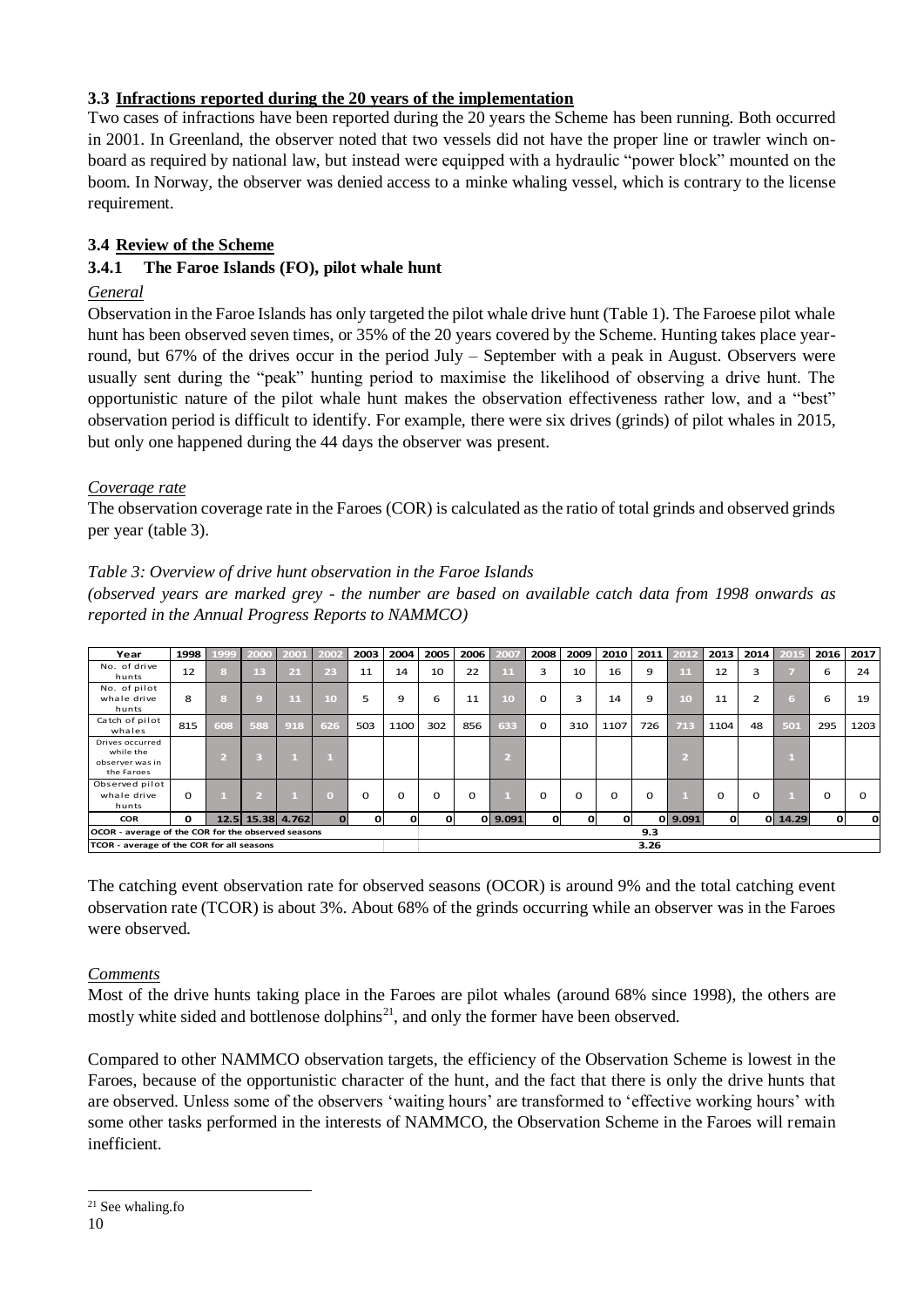### 3.3 Infractions reported during the 20 years of the implementation

Two cases of infractions have been reported during the 20 years the Scheme has been running. Both occurred in 2001. In Greenland, the observer noted that two vessels did not have the proper line or trawler winch on-board as required by national law, but instead were equipped with a hydraulic "power block" mounted on the boom. In Norway, the observer was denied access to a minke whaling vessel, which is contrary to the license requirement.

### 3.4 Review of the Scheme

#### 3.4.1 The Faroe Islands (FO), pilot whale hunt

*General*

Observation in the Faroe Islands has only targeted the pilot whale drive hunt (Table 1). The Faroese pilot whale hunt has been observed seven times, or 35% of the 20 years covered by the Scheme. Hunting takes place year-round, but 67% of the drives occur in the period July – September with a peak in August. Observers were usually sent during the "peak" hunting period to maximise the likelihood of observing a drive hunt. The opportunistic nature of the pilot whale hunt makes the observation effectiveness rather low, and a "best" observation period is difficult to identify. For example, there were six drives (grinds) of pilot whales in 2015, but only one happened during the 44 days the observer was present.

*Coverage rate*

The observation coverage rate in the Faroes (COR) is calculated as the ratio of total grinds and observed grinds per year (table 3).

*Table 3: Overview of drive hunt observation in the Faroe Islands*

*(observed years are marked grey - the number are based on available catch data from 1998 onwards as reported in the Annual Progress Reports to NAMMCO)*

| Year | 1998 | 1999 | 2000 | 2001 | 2002 | 2003 | 2004 | 2005 | 2006 | 2007 | 2008 | 2009 | 2010 | 2011 | 2012 | 2013 | 2014 | 2015 | 2016 | 2017 |
|---|---|---|---|---|---|---|---|---|---|---|---|---|---|---|---|---|---|---|---|---|
| No. of drive hunts | 12 | 8 | 13 | 21 | 23 | 11 | 14 | 10 | 22 | 11 | 3 | 10 | 16 | 9 | 11 | 12 | 3 | 7 | 6 | 24 |
| No. of pilot whale drive hunts | 8 | 8 | 9 | 11 | 10 | 5 | 9 | 6 | 11 | 10 | 0 | 3 | 14 | 9 | 10 | 11 | 2 | 6 | 6 | 19 |
| Catch of pilot whales | 815 | 608 | 588 | 918 | 626 | 503 | 1100 | 302 | 856 | 633 | 0 | 310 | 1107 | 726 | 713 | 1104 | 48 | 501 | 295 | 1203 |
| Drives occurred while the observer was in the Faroes | | 2 | 3 | 1 | 1 | | | | | 2 | | | | | 2 | | | 1 | | |
| Observed pilot whale drive hunts | 0 | 1 | 2 | 1 | 0 | 0 | 0 | 0 | 0 | 1 | 0 | 0 | 0 | 0 | 1 | 0 | 0 | 1 | 0 | 0 |
| **COR** | **0** | **12.5** | **15.38** | **4.762** | **0** | **0** | **0** | **0** | **0** | **9.091** | **0** | **0** | **0** | **0** | **9.091** | **0** | **0** | **14.29** | **0** | **0** |
| **OCOR - average of the COR for the observed seasons** | | | | | | | | **9.3** | | | | | | | | | | | | |
| **TCOR - average of the COR for all seasons** | | | | | | | | **3.26** | | | | | | | | | | | | |

The catching event observation rate for observed seasons (OCOR) is around 9% and the total catching event observation rate (TCOR) is about 3%. About 68% of the grinds occurring while an observer was in the Faroes were observed.

*Comments*

Most of the drive hunts taking place in the Faroes are pilot whales (around 68% since 1998), the others are mostly white sided and bottlenose dolphins[21], and only the former have been observed.

Compared to other NAMMCO observation targets, the efficiency of the Observation Scheme is lowest in the Faroes, because of the opportunistic character of the hunt, and the fact that there is only the drive hunts that are observed. Unless some of the observers 'waiting hours' are transformed to 'effective working hours' with some other tasks performed in the interests of NAMMCO, the Observation Scheme in the Faroes will remain inefficient.

[21] See whaling.fo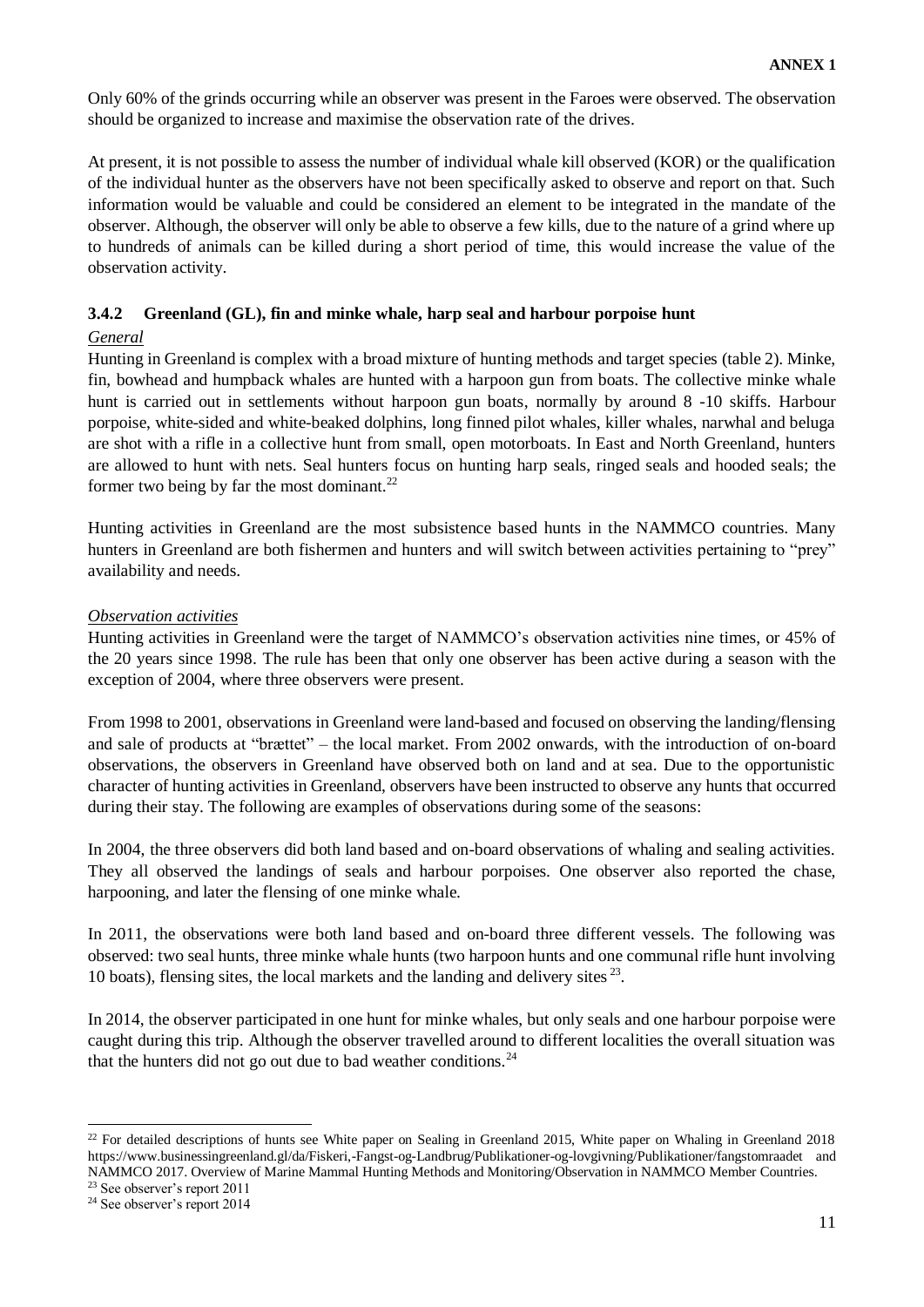Only 60% of the grinds occurring while an observer was present in the Faroes were observed. The observation should be organized to increase and maximise the observation rate of the drives.

At present, it is not possible to assess the number of individual whale kill observed (KOR) or the qualification of the individual hunter as the observers have not been specifically asked to observe and report on that. Such information would be valuable and could be considered an element to be integrated in the mandate of the observer. Although, the observer will only be able to observe a few kills, due to the nature of a grind where up to hundreds of animals can be killed during a short period of time, this would increase the value of the observation activity.

### 3.4.2 Greenland (GL), fin and minke whale, harp seal and harbour porpoise hunt

*General*

Hunting in Greenland is complex with a broad mixture of hunting methods and target species (table 2). Minke, fin, bowhead and humpback whales are hunted with a harpoon gun from boats. The collective minke whale hunt is carried out in settlements without harpoon gun boats, normally by around 8 -10 skiffs. Harbour porpoise, white-sided and white-beaked dolphins, long finned pilot whales, killer whales, narwhal and beluga are shot with a rifle in a collective hunt from small, open motorboats. In East and North Greenland, hunters are allowed to hunt with nets. Seal hunters focus on hunting harp seals, ringed seals and hooded seals; the former two being by far the most dominant.[22]

Hunting activities in Greenland are the most subsistence based hunts in the NAMMCO countries. Many hunters in Greenland are both fishermen and hunters and will switch between activities pertaining to "prey" availability and needs.

*Observation activities*

Hunting activities in Greenland were the target of NAMMCO's observation activities nine times, or 45% of the 20 years since 1998. The rule has been that only one observer has been active during a season with the exception of 2004, where three observers were present.

From 1998 to 2001, observations in Greenland were land-based and focused on observing the landing/flensing and sale of products at "brættet" – the local market. From 2002 onwards, with the introduction of on-board observations, the observers in Greenland have observed both on land and at sea. Due to the opportunistic character of hunting activities in Greenland, observers have been instructed to observe any hunts that occurred during their stay. The following are examples of observations during some of the seasons:

In 2004, the three observers did both land based and on-board observations of whaling and sealing activities. They all observed the landings of seals and harbour porpoises. One observer also reported the chase, harpooning, and later the flensing of one minke whale.

In 2011, the observations were both land based and on-board three different vessels. The following was observed: two seal hunts, three minke whale hunts (two harpoon hunts and one communal rifle hunt involving 10 boats), flensing sites, the local markets and the landing and delivery sites[23].

In 2014, the observer participated in one hunt for minke whales, but only seals and one harbour porpoise were caught during this trip. Although the observer travelled around to different localities the overall situation was that the hunters did not go out due to bad weather conditions.[24]

---

[22] For detailed descriptions of hunts see White paper on Sealing in Greenland 2015, White paper on Whaling in Greenland 2018 https://www.businessingreenland.gl/da/Fiskeri,-Fangst-og-Landbrug/Publikationer-og-lovgivning/Publikationer/fangstomraadet and NAMMCO 2017. Overview of Marine Mammal Hunting Methods and Monitoring/Observation in NAMMCO Member Countries.

[23] See observer's report 2011

[24] See observer's report 2014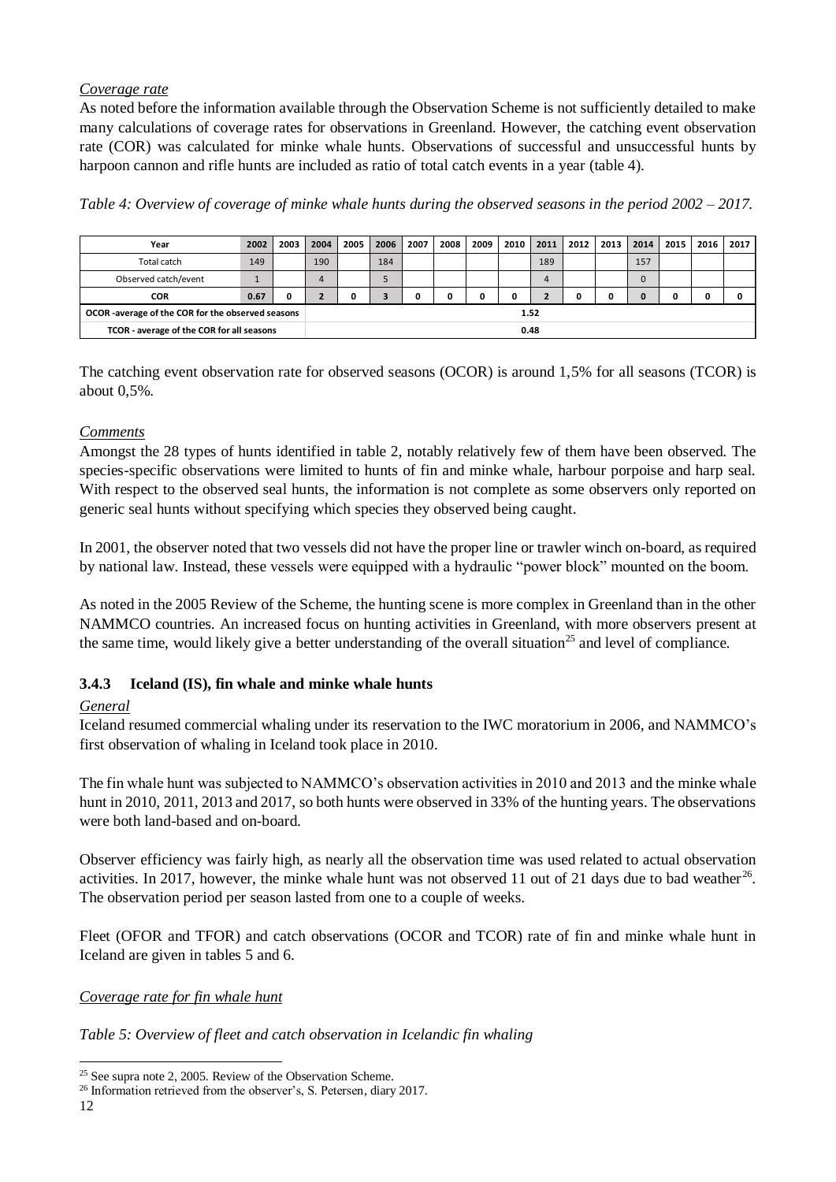*Coverage rate*

As noted before the information available through the Observation Scheme is not sufficiently detailed to make many calculations of coverage rates for observations in Greenland. However, the catching event observation rate (COR) was calculated for minke whale hunts. Observations of successful and unsuccessful hunts by harpoon cannon and rifle hunts are included as ratio of total catch events in a year (table 4).

*Table 4: Overview of coverage of minke whale hunts during the observed seasons in the period 2002 – 2017.*

| Year | 2002 | 2003 | 2004 | 2005 | 2006 | 2007 | 2008 | 2009 | 2010 | 2011 | 2012 | 2013 | 2014 | 2015 | 2016 | 2017 |
|---|---|---|---|---|---|---|---|---|---|---|---|---|---|---|---|---|
| Total catch | 149 | | 190 | | 184 | | | | | 189 | | | 157 | | | |
| Observed catch/event | 1 | | 4 | | 5 | | | | | 4 | | | 0 | | | |
| **COR** | **0.67** | **0** | **2** | **0** | **3** | **0** | **0** | **0** | **0** | **2** | **0** | **0** | **0** | **0** | **0** | **0** |
| **OCOR -average of the COR for the observed seasons** | **1.52** | | | | | | | | | | | | | | | |
| **TCOR - average of the COR for all seasons** | **0.48** | | | | | | | | | | | | | | | |

The catching event observation rate for observed seasons (OCOR) is around 1,5% for all seasons (TCOR) is about 0,5%.

*Comments*

Amongst the 28 types of hunts identified in table 2, notably relatively few of them have been observed. The species-specific observations were limited to hunts of fin and minke whale, harbour porpoise and harp seal. With respect to the observed seal hunts, the information is not complete as some observers only reported on generic seal hunts without specifying which species they observed being caught.

In 2001, the observer noted that two vessels did not have the proper line or trawler winch on-board, as required by national law. Instead, these vessels were equipped with a hydraulic "power block" mounted on the boom.

As noted in the 2005 Review of the Scheme, the hunting scene is more complex in Greenland than in the other NAMMCO countries. An increased focus on hunting activities in Greenland, with more observers present at the same time, would likely give a better understanding of the overall situation[25] and level of compliance.

### 3.4.3 Iceland (IS), fin whale and minke whale hunts

*General*

Iceland resumed commercial whaling under its reservation to the IWC moratorium in 2006, and NAMMCO's first observation of whaling in Iceland took place in 2010.

The fin whale hunt was subjected to NAMMCO's observation activities in 2010 and 2013 and the minke whale hunt in 2010, 2011, 2013 and 2017, so both hunts were observed in 33% of the hunting years. The observations were both land-based and on-board.

Observer efficiency was fairly high, as nearly all the observation time was used related to actual observation activities. In 2017, however, the minke whale hunt was not observed 11 out of 21 days due to bad weather[26]. The observation period per season lasted from one to a couple of weeks.

Fleet (OFOR and TFOR) and catch observations (OCOR and TCOR) rate of fin and minke whale hunt in Iceland are given in tables 5 and 6.

*Coverage rate for fin whale hunt*

*Table 5: Overview of fleet and catch observation in Icelandic fin whaling*

[25] See supra note 2, 2005. Review of the Observation Scheme.

[26] Information retrieved from the observer's, S. Petersen, diary 2017.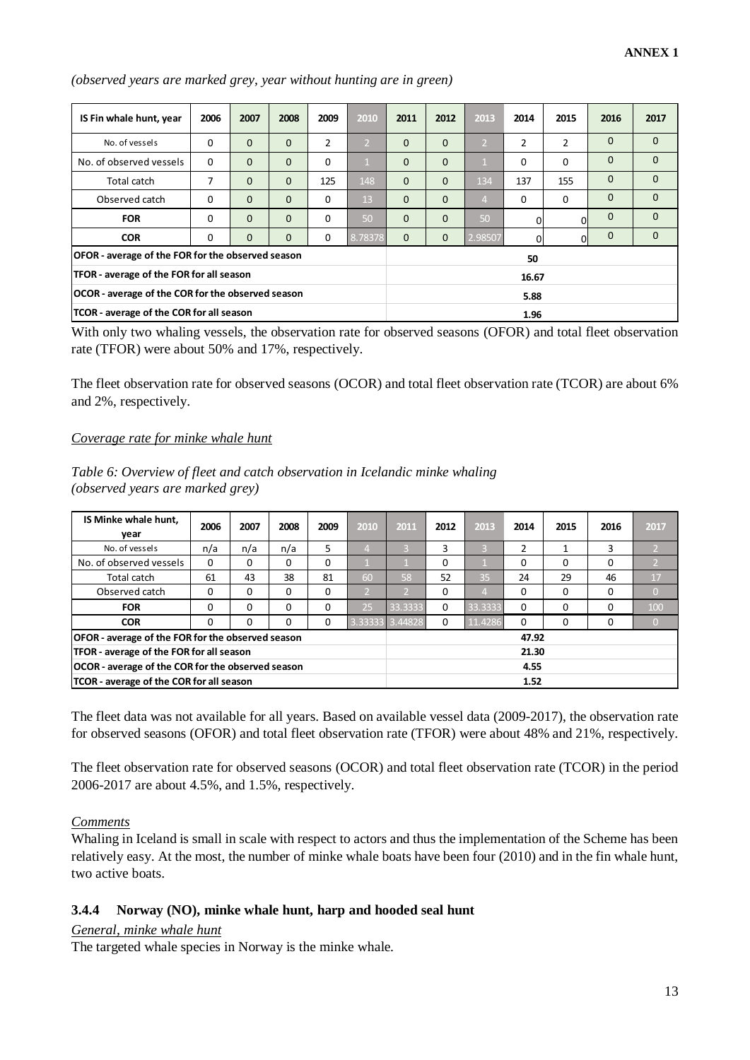**ANNEX 1**

*(observed years are marked grey, year without hunting are in green)*

| IS Fin whale hunt, year | 2006 | 2007 | 2008 | 2009 | 2010 | 2011 | 2012 | 2013 | 2014 | 2015 | 2016 | 2017 |
|---|---|---|---|---|---|---|---|---|---|---|---|---|
| No. of vessels | 0 | 0 | 0 | 2 | 2 | 0 | 0 | 2 | 2 | 2 | 0 | 0 |
| No. of observed vessels | 0 | 0 | 0 | 0 | 1 | 0 | 0 | 1 | 0 | 0 | 0 | 0 |
| Total catch | 7 | 0 | 0 | 125 | 148 | 0 | 0 | 134 | 137 | 155 | 0 | 0 |
| Observed catch | 0 | 0 | 0 | 0 | 13 | 0 | 0 | 4 | 0 | 0 | 0 | 0 |
| **FOR** | 0 | 0 | 0 | 0 | 50 | 0 | 0 | 50 | 0 | 0 | 0 | 0 |
| **COR** | 0 | 0 | 0 | 0 | 8.78378 | 0 | 0 | 2.98507 | 0 | 0 | 0 | 0 |
| **OFOR - average of the FOR for the observed season** | | | | | | 50 | | | | | | |
| **TFOR - average of the FOR for all season** | | | | | | 16.67 | | | | | | |
| **OCOR - average of the COR for the observed season** | | | | | | 5.88 | | | | | | |
| **TCOR - average of the COR for all season** | | | | | | 1.96 | | | | | | |

With only two whaling vessels, the observation rate for observed seasons (OFOR) and total fleet observation rate (TFOR) were about 50% and 17%, respectively.

The fleet observation rate for observed seasons (OCOR) and total fleet observation rate (TCOR) are about 6% and 2%, respectively.

*Coverage rate for minke whale hunt*

*Table 6: Overview of fleet and catch observation in Icelandic minke whaling (observed years are marked grey)*

| IS Minke whale hunt, year | 2006 | 2007 | 2008 | 2009 | 2010 | 2011 | 2012 | 2013 | 2014 | 2015 | 2016 | 2017 |
|---|---|---|---|---|---|---|---|---|---|---|---|---|
| No. of vessels | n/a | n/a | n/a | 5 | 4 | 3 | 3 | 3 | 2 | 1 | 3 | 2 |
| No. of observed vessels | 0 | 0 | 0 | 0 | 1 | 1 | 0 | 1 | 0 | 0 | 0 | 2 |
| Total catch | 61 | 43 | 38 | 81 | 60 | 58 | 52 | 35 | 24 | 29 | 46 | 17 |
| Observed catch | 0 | 0 | 0 | 0 | 2 | 2 | 0 | 4 | 0 | 0 | 0 | 0 |
| **FOR** | 0 | 0 | 0 | 0 | 25 | 33.3333 | 0 | 33.3333 | 0 | 0 | 0 | 100 |
| **COR** | 0 | 0 | 0 | 0 | 3.33333 | 3.44828 | 0 | 11.4286 | 0 | 0 | 0 | 0 |
| **OFOR - average of the FOR for the observed season** | | | | | | 47.92 | | | | | | |
| **TFOR - average of the FOR for all season** | | | | | | 21.30 | | | | | | |
| **OCOR - average of the COR for the observed season** | | | | | | 4.55 | | | | | | |
| **TCOR - average of the COR for all season** | | | | | | 1.52 | | | | | | |

The fleet data was not available for all years. Based on available vessel data (2009-2017), the observation rate for observed seasons (OFOR) and total fleet observation rate (TFOR) were about 48% and 21%, respectively.

The fleet observation rate for observed seasons (OCOR) and total fleet observation rate (TCOR) in the period 2006-2017 are about 4.5%, and 1.5%, respectively.

*Comments*

Whaling in Iceland is small in scale with respect to actors and thus the implementation of the Scheme has been relatively easy. At the most, the number of minke whale boats have been four (2010) and in the fin whale hunt, two active boats.

### 3.4.4 Norway (NO), minke whale hunt, harp and hooded seal hunt

*General, minke whale hunt*

The targeted whale species in Norway is the minke whale.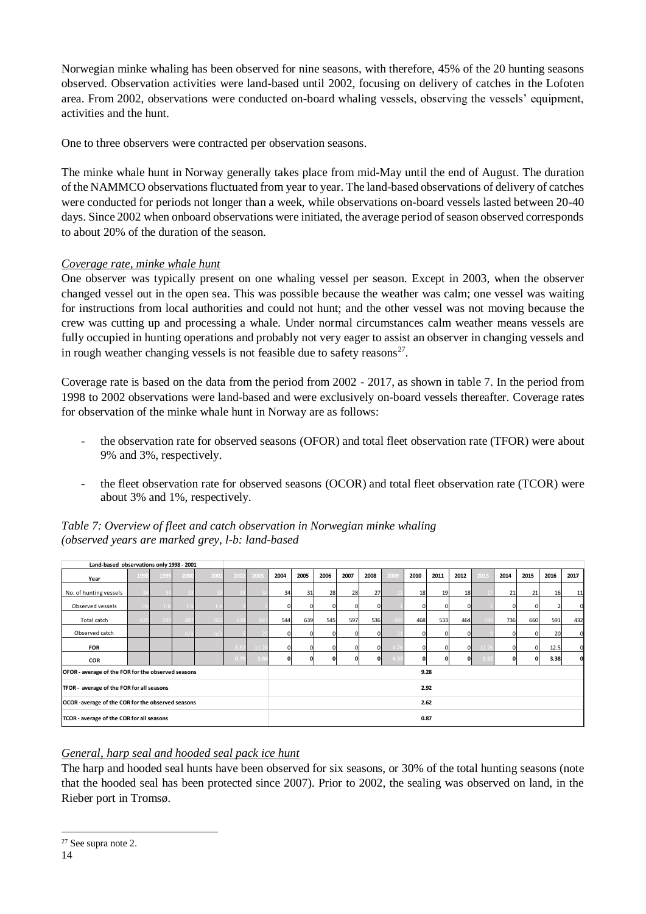Norwegian minke whaling has been observed for nine seasons, with therefore, 45% of the 20 hunting seasons observed. Observation activities were land-based until 2002, focusing on delivery of catches in the Lofoten area. From 2002, observations were conducted on-board whaling vessels, observing the vessels' equipment, activities and the hunt.

One to three observers were contracted per observation seasons.

The minke whale hunt in Norway generally takes place from mid-May until the end of August. The duration of the NAMMCO observations fluctuated from year to year. The land-based observations of delivery of catches were conducted for periods not longer than a week, while observations on-board vessels lasted between 20-40 days. Since 2002 when onboard observations were initiated, the average period of season observed corresponds to about 20% of the duration of the season.

*Coverage rate, minke whale hunt*

One observer was typically present on one whaling vessel per season. Except in 2003, when the observer changed vessel out in the open sea. This was possible because the weather was calm; one vessel was waiting for instructions from local authorities and could not hunt; and the other vessel was not moving because the crew was cutting up and processing a whale. Under normal circumstances calm weather means vessels are fully occupied in hunting operations and probably not very eager to assist an observer in changing vessels and in rough weather changing vessels is not feasible due to safety reasons[27].

Coverage rate is based on the data from the period from 2002 - 2017, as shown in table 7. In the period from 1998 to 2002 observations were land-based and were exclusively on-board vessels thereafter. Coverage rates for observation of the minke whale hunt in Norway are as follows:

- the observation rate for observed seasons (OFOR) and total fleet observation rate (TFOR) were about 9% and 3%, respectively.
- the fleet observation rate for observed seasons (OCOR) and total fleet observation rate (TCOR) were about 3% and 1%, respectively.

*Table 7: Overview of fleet and catch observation in Norwegian minke whaling (observed years are marked grey, l-b: land-based*

| Land-based observations only 1998 - 2001 | | | | | | | | | | | | | | | | | | | | |
|---|---|---|---|---|---|---|---|---|---|---|---|---|---|---|---|---|---|---|---|---|
| Year | 1998 | 1999 | 2000 | 2001 | 2002 | 2003 | 2004 | 2005 | 2006 | 2007 | 2008 | 2009 | 2010 | 2011 | 2012 | 2013 | 2014 | 2015 | 2016 | 2017 |
| No. of hunting vessels | 34 | 34 | 33 | 33 | 34 | 34 | 34 | 31 | 28 | 28 | 27 | 21 | 18 | 19 | 18 | 17 | 21 | 21 | 16 | 11 |
| Observed vessels | l-b | l-b | l-b | l-b | 3 | 4 | 0 | 0 | 0 | 0 | 0 | 1 | 0 | 0 | 0 | 2 | 0 | 0 | 2 | 0 |
| Total catch | 625 | 589 | 487 | 552 | 634 | 647 | 544 | 639 | 545 | 597 | 536 | 485 | 468 | 533 | 464 | 594 | 736 | 660 | 591 | 432 |
| Observed catch | | | n/a | n/a | 5 | 25 | 0 | 0 | 0 | 0 | 0 | 21 | 0 | 0 | 0 | 9 | 0 | 0 | 20 | 0 |
| FOR | | | | | 8.82 | 11.76 | 0 | 0 | 0 | 0 | 0 | 4.76 | 0 | 0 | 0 | 11.76 | 0 | 0 | 12.5 | 0 |
| COR | | | | | 0.79 | 3.86 | 0 | 0 | 0 | 0 | 0 | 4.33 | 0 | 0 | 0 | 1.52 | 0 | 0 | 3.38 | 0 |
| OFOR - average of the FOR for the observed seasons | | | | | | | 9.28 | | | | | | | | | | | | | |
| TFOR - average of the FOR for all seasons | | | | | | | 2.92 | | | | | | | | | | | | | |
| OCOR -average of the COR for the observed seasons | | | | | | | 2.62 | | | | | | | | | | | | | |
| TCOR - average of the COR for all seasons | | | | | | | 0.87 | | | | | | | | | | | | | |

*General, harp seal and hooded seal pack ice hunt*

The harp and hooded seal hunts have been observed for six seasons, or 30% of the total hunting seasons (note that the hooded seal has been protected since 2007). Prior to 2002, the sealing was observed on land, in the Rieber port in Tromsø.

[27] See supra note 2.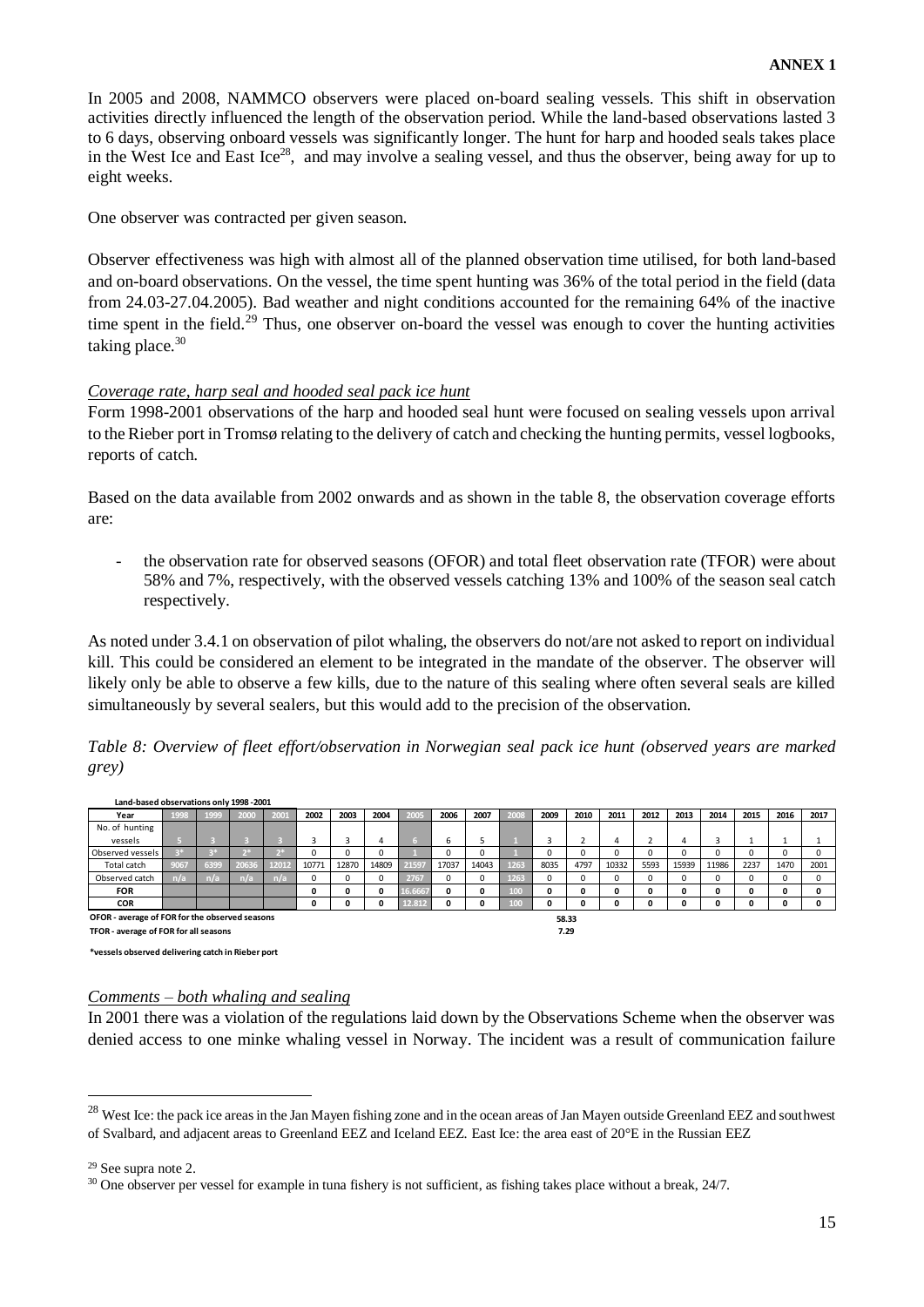**ANNEX 1**

In 2005 and 2008, NAMMCO observers were placed on-board sealing vessels. This shift in observation activities directly influenced the length of the observation period. While the land-based observations lasted 3 to 6 days, observing onboard vessels was significantly longer. The hunt for harp and hooded seals takes place in the West Ice and East Ice[28], and may involve a sealing vessel, and thus the observer, being away for up to eight weeks.

One observer was contracted per given season.

Observer effectiveness was high with almost all of the planned observation time utilised, for both land-based and on-board observations. On the vessel, the time spent hunting was 36% of the total period in the field (data from 24.03-27.04.2005). Bad weather and night conditions accounted for the remaining 64% of the inactive time spent in the field.[29] Thus, one observer on-board the vessel was enough to cover the hunting activities taking place.[30]

*Coverage rate, harp seal and hooded seal pack ice hunt*

Form 1998-2001 observations of the harp and hooded seal hunt were focused on sealing vessels upon arrival to the Rieber port in Tromsø relating to the delivery of catch and checking the hunting permits, vessel logbooks, reports of catch.

Based on the data available from 2002 onwards and as shown in the table 8, the observation coverage efforts are:

- the observation rate for observed seasons (OFOR) and total fleet observation rate (TFOR) were about 58% and 7%, respectively, with the observed vessels catching 13% and 100% of the season seal catch respectively.

As noted under 3.4.1 on observation of pilot whaling, the observers do not/are not asked to report on individual kill. This could be considered an element to be integrated in the mandate of the observer. The observer will likely only be able to observe a few kills, due to the nature of this sealing where often several seals are killed simultaneously by several sealers, but this would add to the precision of the observation.

*Table 8: Overview of fleet effort/observation in Norwegian seal pack ice hunt (observed years are marked grey)*

Land-based observations only 1998 -2001

| Year | 1998 | 1999 | 2000 | 2001 | 2002 | 2003 | 2004 | 2005 | 2006 | 2007 | 2008 | 2009 | 2010 | 2011 | 2012 | 2013 | 2014 | 2015 | 2016 | 2017 |
|---|---|---|---|---|---|---|---|---|---|---|---|---|---|---|---|---|---|---|---|---|
| No. of hunting vessels | 5 | 3 | 3 | 3 | 3 | 3 | 4 | 6 | 6 | 5 | 1 | 3 | 2 | 4 | 2 | 4 | 3 | 1 | 1 | 1 |
| Observed vessels | 3* | 3* | 2* | 2* | 0 | 0 | 0 | 1 | 0 | 0 | 1 | 0 | 0 | 0 | 0 | 0 | 0 | 0 | 0 | 0 |
| Total catch | 9067 | 6399 | 20636 | 12012 | 10771 | 12870 | 14809 | 21597 | 17037 | 14043 | 1263 | 8035 | 4797 | 10332 | 5593 | 15939 | 11986 | 2237 | 1470 | 2001 |
| Observed catch | n/a | n/a | n/a | n/a | 0 | 0 | 0 | 2767 | 0 | 0 | 1263 | 0 | 0 | 0 | 0 | 0 | 0 | 0 | 0 | 0 |
| **FOR** | | | | | **0** | **0** | **0** | 16.6667 | **0** | **0** | 100 | **0** | **0** | **0** | **0** | **0** | **0** | **0** | **0** | **0** |
| **COR** | | | | | **0** | **0** | **0** | 12.812 | **0** | **0** | 100 | **0** | **0** | **0** | **0** | **0** | **0** | **0** | **0** | **0** |

**OFOR - average of FOR for the observed seasons** 58.33

**TFOR - average of FOR for all seasons** 7.29

*vessels observed delivering catch in Rieber port

*Comments – both whaling and sealing*

In 2001 there was a violation of the regulations laid down by the Observations Scheme when the observer was denied access to one minke whaling vessel in Norway. The incident was a result of communication failure

---

[28] West Ice: the pack ice areas in the Jan Mayen fishing zone and in the ocean areas of Jan Mayen outside Greenland EEZ and southwest of Svalbard, and adjacent areas to Greenland EEZ and Iceland EEZ. East Ice: the area east of 20°E in the Russian EEZ

[29] See supra note 2.

[30] One observer per vessel for example in tuna fishery is not sufficient, as fishing takes place without a break, 24/7.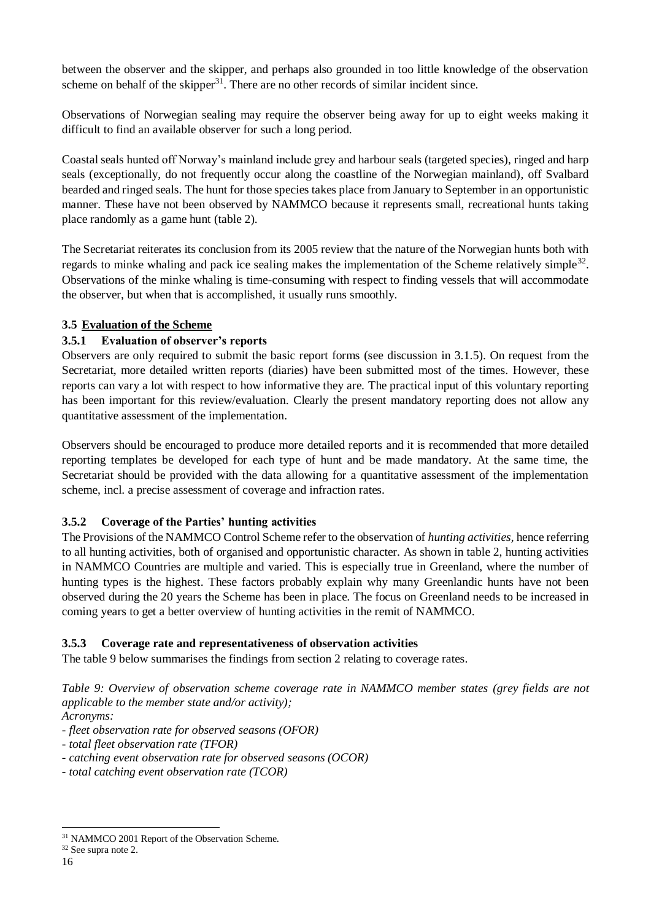between the observer and the skipper, and perhaps also grounded in too little knowledge of the observation scheme on behalf of the skipper[31]. There are no other records of similar incident since.

Observations of Norwegian sealing may require the observer being away for up to eight weeks making it difficult to find an available observer for such a long period.

Coastal seals hunted off Norway's mainland include grey and harbour seals (targeted species), ringed and harp seals (exceptionally, do not frequently occur along the coastline of the Norwegian mainland), off Svalbard bearded and ringed seals. The hunt for those species takes place from January to September in an opportunistic manner. These have not been observed by NAMMCO because it represents small, recreational hunts taking place randomly as a game hunt (table 2).

The Secretariat reiterates its conclusion from its 2005 review that the nature of the Norwegian hunts both with regards to minke whaling and pack ice sealing makes the implementation of the Scheme relatively simple[32]. Observations of the minke whaling is time-consuming with respect to finding vessels that will accommodate the observer, but when that is accomplished, it usually runs smoothly.

### 3.5 Evaluation of the Scheme

#### 3.5.1 Evaluation of observer's reports

Observers are only required to submit the basic report forms (see discussion in 3.1.5). On request from the Secretariat, more detailed written reports (diaries) have been submitted most of the times. However, these reports can vary a lot with respect to how informative they are. The practical input of this voluntary reporting has been important for this review/evaluation. Clearly the present mandatory reporting does not allow any quantitative assessment of the implementation.

Observers should be encouraged to produce more detailed reports and it is recommended that more detailed reporting templates be developed for each type of hunt and be made mandatory. At the same time, the Secretariat should be provided with the data allowing for a quantitative assessment of the implementation scheme, incl. a precise assessment of coverage and infraction rates.

#### 3.5.2 Coverage of the Parties' hunting activities

The Provisions of the NAMMCO Control Scheme refer to the observation of *hunting activities*, hence referring to all hunting activities, both of organised and opportunistic character. As shown in table 2, hunting activities in NAMMCO Countries are multiple and varied. This is especially true in Greenland, where the number of hunting types is the highest. These factors probably explain why many Greenlandic hunts have not been observed during the 20 years the Scheme has been in place. The focus on Greenland needs to be increased in coming years to get a better overview of hunting activities in the remit of NAMMCO.

#### 3.5.3 Coverage rate and representativeness of observation activities

The table 9 below summarises the findings from section 2 relating to coverage rates.

*Table 9: Overview of observation scheme coverage rate in NAMMCO member states (grey fields are not applicable to the member state and/or activity);*
*Acronyms:*
*- fleet observation rate for observed seasons (OFOR)*
*- total fleet observation rate (TFOR)*
*- catching event observation rate for observed seasons (OCOR)*
*- total catching event observation rate (TCOR)*

---

[31] NAMMCO 2001 Report of the Observation Scheme.
[32] See supra note 2.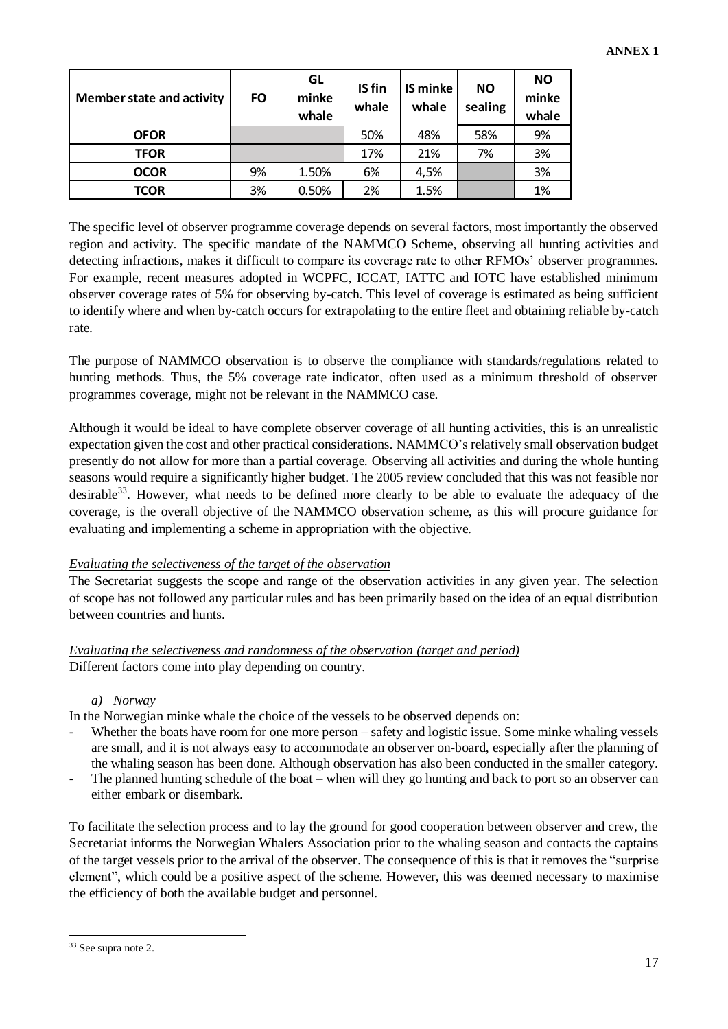| Member state and activity | FO | GL minke whale | IS fin whale | IS minke whale | NO sealing | NO minke whale |
|---|---|---|---|---|---|---|
| **OFOR** | | | 50% | 48% | 58% | 9% |
| **TFOR** | | | 17% | 21% | 7% | 3% |
| **OCOR** | 9% | 1.50% | 6% | 4,5% | | 3% |
| **TCOR** | 3% | 0.50% | 2% | 1.5% | | 1% |

The specific level of observer programme coverage depends on several factors, most importantly the observed region and activity. The specific mandate of the NAMMCO Scheme, observing all hunting activities and detecting infractions, makes it difficult to compare its coverage rate to other RFMOs' observer programmes. For example, recent measures adopted in WCPFC, ICCAT, IATTC and IOTC have established minimum observer coverage rates of 5% for observing by-catch. This level of coverage is estimated as being sufficient to identify where and when by-catch occurs for extrapolating to the entire fleet and obtaining reliable by-catch rate.

The purpose of NAMMCO observation is to observe the compliance with standards/regulations related to hunting methods. Thus, the 5% coverage rate indicator, often used as a minimum threshold of observer programmes coverage, might not be relevant in the NAMMCO case.

Although it would be ideal to have complete observer coverage of all hunting activities, this is an unrealistic expectation given the cost and other practical considerations. NAMMCO's relatively small observation budget presently do not allow for more than a partial coverage. Observing all activities and during the whole hunting seasons would require a significantly higher budget. The 2005 review concluded that this was not feasible nor desirable[33]. However, what needs to be defined more clearly to be able to evaluate the adequacy of the coverage, is the overall objective of the NAMMCO observation scheme, as this will procure guidance for evaluating and implementing a scheme in appropriation with the objective.

*Evaluating the selectiveness of the target of the observation*

The Secretariat suggests the scope and range of the observation activities in any given year. The selection of scope has not followed any particular rules and has been primarily based on the idea of an equal distribution between countries and hunts.

*Evaluating the selectiveness and randomness of the observation (target and period)*

Different factors come into play depending on country.

*a) Norway*

In the Norwegian minke whale the choice of the vessels to be observed depends on:

- Whether the boats have room for one more person – safety and logistic issue. Some minke whaling vessels are small, and it is not always easy to accommodate an observer on-board, especially after the planning of the whaling season has been done. Although observation has also been conducted in the smaller category.
- The planned hunting schedule of the boat – when will they go hunting and back to port so an observer can either embark or disembark.

To facilitate the selection process and to lay the ground for good cooperation between observer and crew, the Secretariat informs the Norwegian Whalers Association prior to the whaling season and contacts the captains of the target vessels prior to the arrival of the observer. The consequence of this is that it removes the "surprise element", which could be a positive aspect of the scheme. However, this was deemed necessary to maximise the efficiency of both the available budget and personnel.

[33] See supra note 2.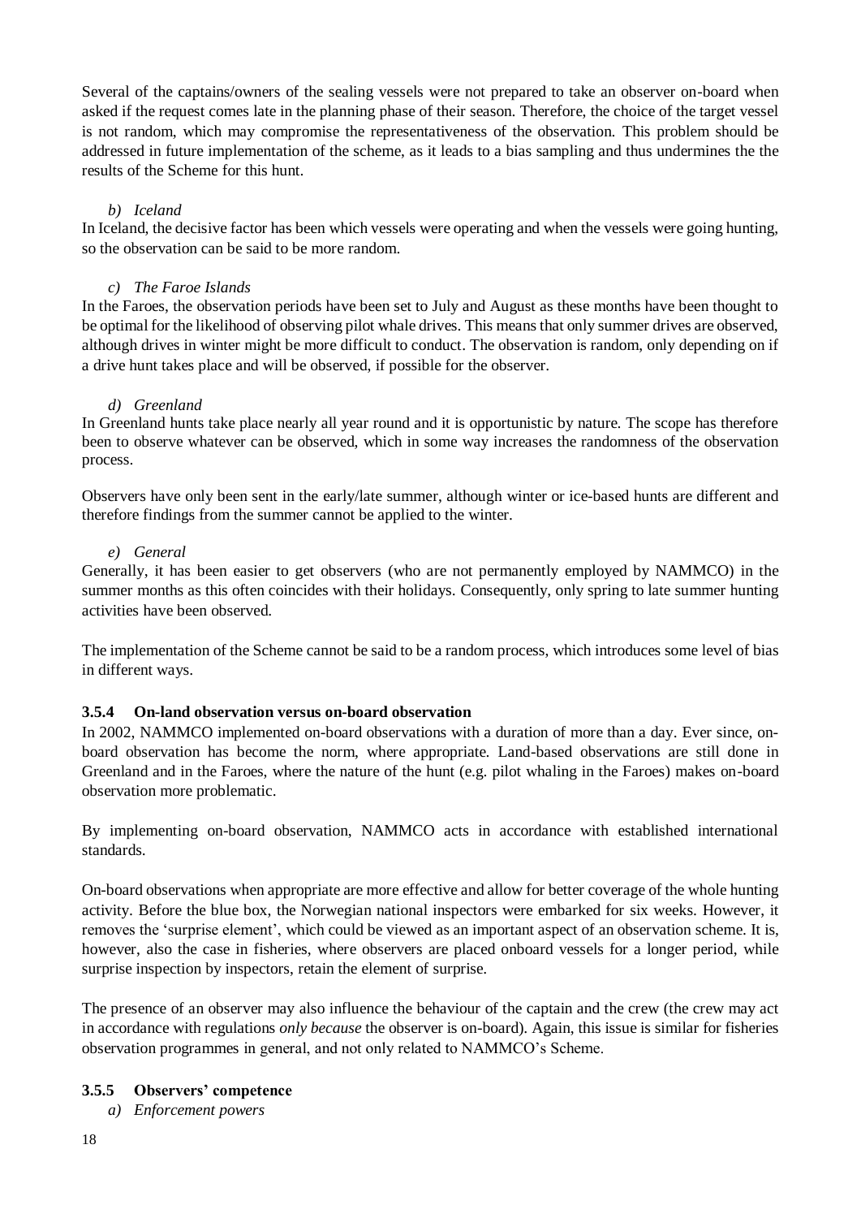Several of the captains/owners of the sealing vessels were not prepared to take an observer on-board when asked if the request comes late in the planning phase of their season. Therefore, the choice of the target vessel is not random, which may compromise the representativeness of the observation. This problem should be addressed in future implementation of the scheme, as it leads to a bias sampling and thus undermines the the results of the Scheme for this hunt.

*b) Iceland*

In Iceland, the decisive factor has been which vessels were operating and when the vessels were going hunting, so the observation can be said to be more random.

*c) The Faroe Islands*

In the Faroes, the observation periods have been set to July and August as these months have been thought to be optimal for the likelihood of observing pilot whale drives. This means that only summer drives are observed, although drives in winter might be more difficult to conduct. The observation is random, only depending on if a drive hunt takes place and will be observed, if possible for the observer.

*d) Greenland*

In Greenland hunts take place nearly all year round and it is opportunistic by nature. The scope has therefore been to observe whatever can be observed, which in some way increases the randomness of the observation process.

Observers have only been sent in the early/late summer, although winter or ice-based hunts are different and therefore findings from the summer cannot be applied to the winter.

*e) General*

Generally, it has been easier to get observers (who are not permanently employed by NAMMCO) in the summer months as this often coincides with their holidays. Consequently, only spring to late summer hunting activities have been observed.

The implementation of the Scheme cannot be said to be a random process, which introduces some level of bias in different ways.

### 3.5.4 On-land observation versus on-board observation

In 2002, NAMMCO implemented on-board observations with a duration of more than a day. Ever since, on-board observation has become the norm, where appropriate. Land-based observations are still done in Greenland and in the Faroes, where the nature of the hunt (e.g. pilot whaling in the Faroes) makes on-board observation more problematic.

By implementing on-board observation, NAMMCO acts in accordance with established international standards.

On-board observations when appropriate are more effective and allow for better coverage of the whole hunting activity. Before the blue box, the Norwegian national inspectors were embarked for six weeks. However, it removes the 'surprise element', which could be viewed as an important aspect of an observation scheme. It is, however, also the case in fisheries, where observers are placed onboard vessels for a longer period, while surprise inspection by inspectors, retain the element of surprise.

The presence of an observer may also influence the behaviour of the captain and the crew (the crew may act in accordance with regulations *only because* the observer is on-board). Again, this issue is similar for fisheries observation programmes in general, and not only related to NAMMCO's Scheme.

### 3.5.5 Observers' competence

*a) Enforcement powers*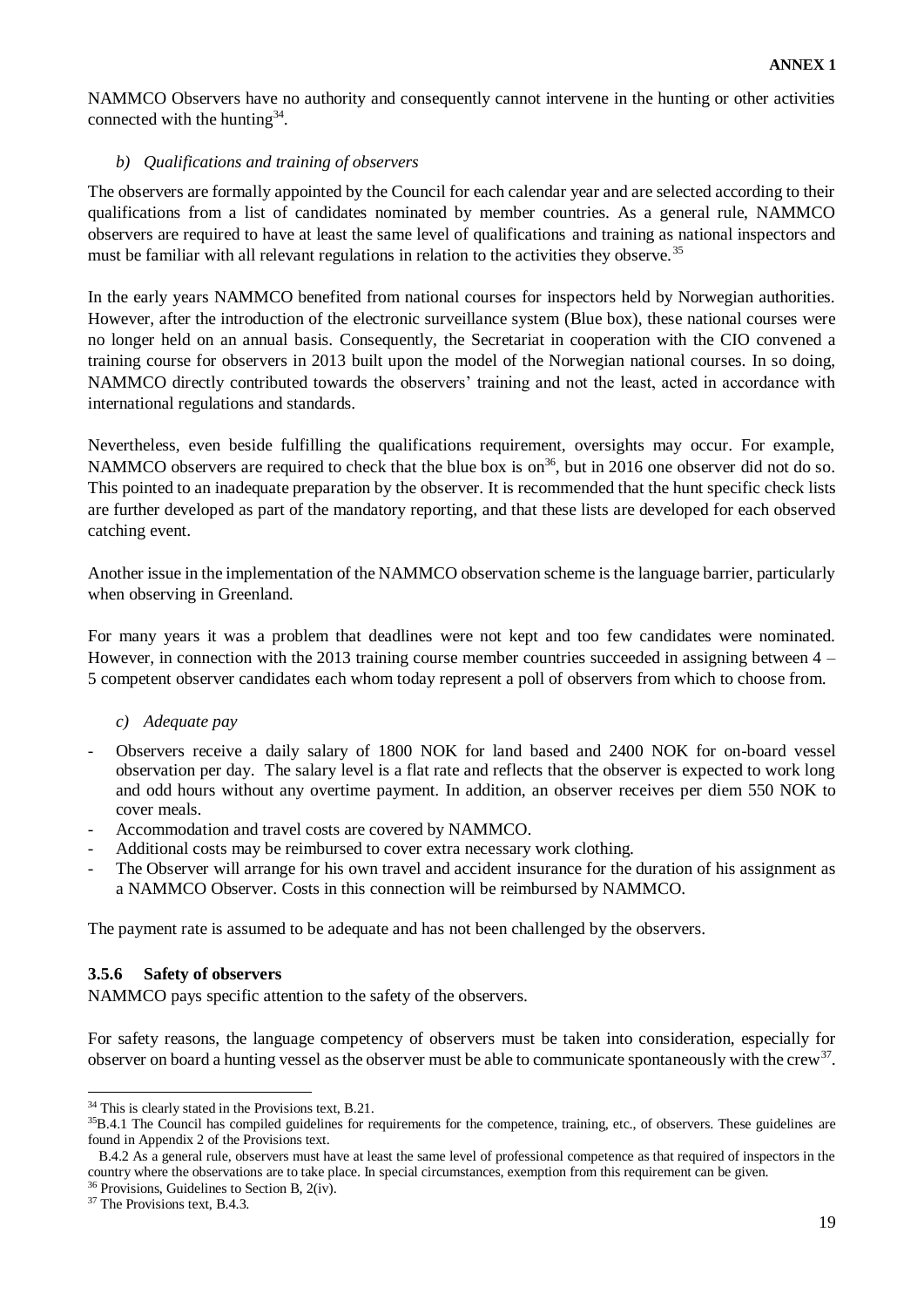NAMMCO Observers have no authority and consequently cannot intervene in the hunting or other activities connected with the hunting[34].

*b) Qualifications and training of observers*

The observers are formally appointed by the Council for each calendar year and are selected according to their qualifications from a list of candidates nominated by member countries. As a general rule, NAMMCO observers are required to have at least the same level of qualifications and training as national inspectors and must be familiar with all relevant regulations in relation to the activities they observe.[35]

In the early years NAMMCO benefited from national courses for inspectors held by Norwegian authorities. However, after the introduction of the electronic surveillance system (Blue box), these national courses were no longer held on an annual basis. Consequently, the Secretariat in cooperation with the CIO convened a training course for observers in 2013 built upon the model of the Norwegian national courses. In so doing, NAMMCO directly contributed towards the observers' training and not the least, acted in accordance with international regulations and standards.

Nevertheless, even beside fulfilling the qualifications requirement, oversights may occur. For example, NAMMCO observers are required to check that the blue box is on[36], but in 2016 one observer did not do so. This pointed to an inadequate preparation by the observer. It is recommended that the hunt specific check lists are further developed as part of the mandatory reporting, and that these lists are developed for each observed catching event.

Another issue in the implementation of the NAMMCO observation scheme is the language barrier, particularly when observing in Greenland.

For many years it was a problem that deadlines were not kept and too few candidates were nominated. However, in connection with the 2013 training course member countries succeeded in assigning between 4 – 5 competent observer candidates each whom today represent a poll of observers from which to choose from.

*c) Adequate pay*

- Observers receive a daily salary of 1800 NOK for land based and 2400 NOK for on-board vessel observation per day. The salary level is a flat rate and reflects that the observer is expected to work long and odd hours without any overtime payment. In addition, an observer receives per diem 550 NOK to cover meals.
- Accommodation and travel costs are covered by NAMMCO.
- Additional costs may be reimbursed to cover extra necessary work clothing.
- The Observer will arrange for his own travel and accident insurance for the duration of his assignment as a NAMMCO Observer. Costs in this connection will be reimbursed by NAMMCO.

The payment rate is assumed to be adequate and has not been challenged by the observers.

### 3.5.6 Safety of observers

NAMMCO pays specific attention to the safety of the observers.

For safety reasons, the language competency of observers must be taken into consideration, especially for observer on board a hunting vessel as the observer must be able to communicate spontaneously with the crew[37].

---

[34] This is clearly stated in the Provisions text, B.21.

[35] B.4.1 The Council has compiled guidelines for requirements for the competence, training, etc., of observers. These guidelines are found in Appendix 2 of the Provisions text.

B.4.2 As a general rule, observers must have at least the same level of professional competence as that required of inspectors in the country where the observations are to take place. In special circumstances, exemption from this requirement can be given.

[36] Provisions, Guidelines to Section B, 2(iv).

[37] The Provisions text, B.4.3.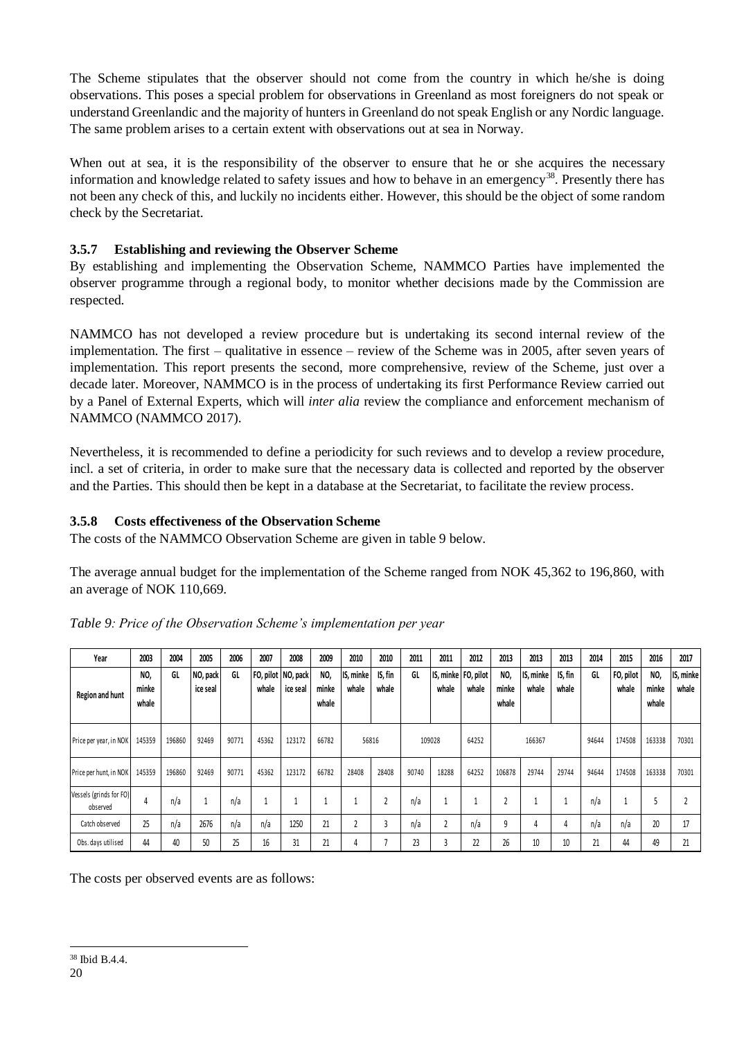The Scheme stipulates that the observer should not come from the country in which he/she is doing observations. This poses a special problem for observations in Greenland as most foreigners do not speak or understand Greenlandic and the majority of hunters in Greenland do not speak English or any Nordic language. The same problem arises to a certain extent with observations out at sea in Norway.

When out at sea, it is the responsibility of the observer to ensure that he or she acquires the necessary information and knowledge related to safety issues and how to behave in an emergency[38]. Presently there has not been any check of this, and luckily no incidents either. However, this should be the object of some random check by the Secretariat.

### 3.5.7 Establishing and reviewing the Observer Scheme

By establishing and implementing the Observation Scheme, NAMMCO Parties have implemented the observer programme through a regional body, to monitor whether decisions made by the Commission are respected.

NAMMCO has not developed a review procedure but is undertaking its second internal review of the implementation. The first – qualitative in essence – review of the Scheme was in 2005, after seven years of implementation. This report presents the second, more comprehensive, review of the Scheme, just over a decade later. Moreover, NAMMCO is in the process of undertaking its first Performance Review carried out by a Panel of External Experts, which will *inter alia* review the compliance and enforcement mechanism of NAMMCO (NAMMCO 2017).

Nevertheless, it is recommended to define a periodicity for such reviews and to develop a review procedure, incl. a set of criteria, in order to make sure that the necessary data is collected and reported by the observer and the Parties. This should then be kept in a database at the Secretariat, to facilitate the review process.

### 3.5.8 Costs effectiveness of the Observation Scheme

The costs of the NAMMCO Observation Scheme are given in table 9 below.

The average annual budget for the implementation of the Scheme ranged from NOK 45,362 to 196,860, with an average of NOK 110,669.

*Table 9: Price of the Observation Scheme's implementation per year*

| Year | 2003 | 2004 | 2005 | 2006 | 2007 | 2008 | 2009 | 2010 | 2010 | 2011 | 2011 | 2012 | 2013 | 2013 | 2013 | 2014 | 2015 | 2016 | 2017 |
|---|---|---|---|---|---|---|---|---|---|---|---|---|---|---|---|---|---|---|---|
| Region and hunt | NO, minke whale | GL | NO, pack ice seal | GL | FO, pilot whale | NO, pack ice seal | NO, minke whale | IS, minke whale | IS, fin whale | GL | IS, minke whale | FO, pilot whale | NO, minke whale | IS, minke whale | IS, fin whale | GL | FO, pilot whale | NO, minke whale | IS, minke whale |
| Price per year, in NOK | 145359 | 196860 | 92469 | 90771 | 45362 | 123172 | 66782 | 56816 | | 109028 | | 64252 | 166367 | | | 94644 | 174508 | 163338 | 70301 |
| Price per hunt, in NOK | 145359 | 196860 | 92469 | 90771 | 45362 | 123172 | 66782 | 28408 | 28408 | 90740 | 18288 | 64252 | 106878 | 29744 | 29744 | 94644 | 174508 | 163338 | 70301 |
| Vessels (grinds for FO) observed | 4 | n/a | 1 | n/a | 1 | 1 | 1 | 1 | 2 | n/a | 1 | 1 | 2 | 1 | 1 | n/a | 1 | 5 | 2 |
| Catch observed | 25 | n/a | 2676 | n/a | n/a | 1250 | 21 | 2 | 3 | n/a | 2 | n/a | 9 | 4 | 4 | n/a | n/a | 20 | 17 |
| Obs. days utilised | 44 | 40 | 50 | 25 | 16 | 31 | 21 | 4 | 7 | 23 | 3 | 22 | 26 | 10 | 10 | 21 | 44 | 49 | 21 |

The costs per observed events are as follows:

[38] Ibid B.4.4.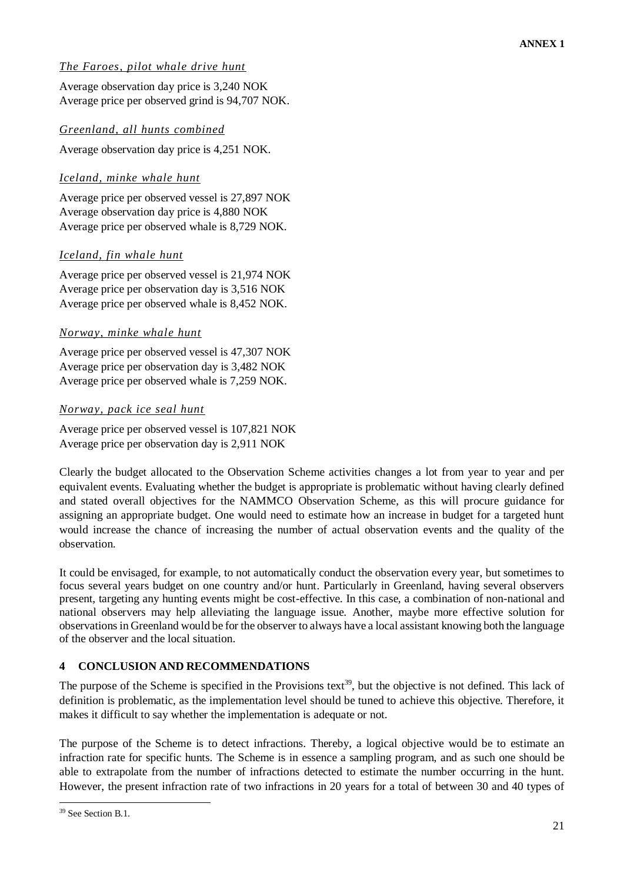*The Faroes, pilot whale drive hunt*

Average observation day price is 3,240 NOK
Average price per observed grind is 94,707 NOK.

*Greenland, all hunts combined*

Average observation day price is 4,251 NOK.

*Iceland, minke whale hunt*

Average price per observed vessel is 27,897 NOK
Average observation day price is 4,880 NOK
Average price per observed whale is 8,729 NOK.

*Iceland, fin whale hunt*

Average price per observed vessel is 21,974 NOK
Average price per observation day is 3,516 NOK
Average price per observed whale is 8,452 NOK.

*Norway, minke whale hunt*

Average price per observed vessel is 47,307 NOK
Average price per observation day is 3,482 NOK
Average price per observed whale is 7,259 NOK.

*Norway, pack ice seal hunt*

Average price per observed vessel is 107,821 NOK
Average price per observation day is 2,911 NOK

Clearly the budget allocated to the Observation Scheme activities changes a lot from year to year and per equivalent events. Evaluating whether the budget is appropriate is problematic without having clearly defined and stated overall objectives for the NAMMCO Observation Scheme, as this will procure guidance for assigning an appropriate budget. One would need to estimate how an increase in budget for a targeted hunt would increase the chance of increasing the number of actual observation events and the quality of the observation.

It could be envisaged, for example, to not automatically conduct the observation every year, but sometimes to focus several years budget on one country and/or hunt. Particularly in Greenland, having several observers present, targeting any hunting events might be cost-effective. In this case, a combination of non-national and national observers may help alleviating the language issue. Another, maybe more effective solution for observations in Greenland would be for the observer to always have a local assistant knowing both the language of the observer and the local situation.

## 4 CONCLUSION AND RECOMMENDATIONS

The purpose of the Scheme is specified in the Provisions text[39], but the objective is not defined. This lack of definition is problematic, as the implementation level should be tuned to achieve this objective. Therefore, it makes it difficult to say whether the implementation is adequate or not.

The purpose of the Scheme is to detect infractions. Thereby, a logical objective would be to estimate an infraction rate for specific hunts. The Scheme is in essence a sampling program, and as such one should be able to extrapolate from the number of infractions detected to estimate the number occurring in the hunt. However, the present infraction rate of two infractions in 20 years for a total of between 30 and 40 types of

[39] See Section B.1.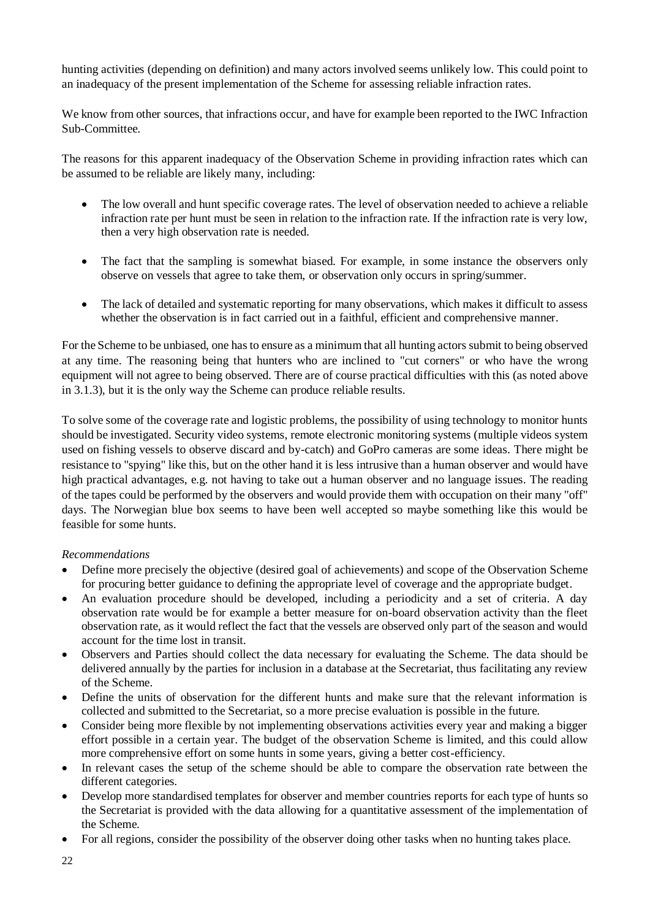hunting activities (depending on definition) and many actors involved seems unlikely low. This could point to an inadequacy of the present implementation of the Scheme for assessing reliable infraction rates.

We know from other sources, that infractions occur, and have for example been reported to the IWC Infraction Sub-Committee.

The reasons for this apparent inadequacy of the Observation Scheme in providing infraction rates which can be assumed to be reliable are likely many, including:

- The low overall and hunt specific coverage rates. The level of observation needed to achieve a reliable infraction rate per hunt must be seen in relation to the infraction rate. If the infraction rate is very low, then a very high observation rate is needed.
- The fact that the sampling is somewhat biased. For example, in some instance the observers only observe on vessels that agree to take them, or observation only occurs in spring/summer.
- The lack of detailed and systematic reporting for many observations, which makes it difficult to assess whether the observation is in fact carried out in a faithful, efficient and comprehensive manner.

For the Scheme to be unbiased, one has to ensure as a minimum that all hunting actors submit to being observed at any time. The reasoning being that hunters who are inclined to "cut corners" or who have the wrong equipment will not agree to being observed. There are of course practical difficulties with this (as noted above in 3.1.3), but it is the only way the Scheme can produce reliable results.

To solve some of the coverage rate and logistic problems, the possibility of using technology to monitor hunts should be investigated. Security video systems, remote electronic monitoring systems (multiple videos system used on fishing vessels to observe discard and by-catch) and GoPro cameras are some ideas. There might be resistance to "spying" like this, but on the other hand it is less intrusive than a human observer and would have high practical advantages, e.g. not having to take out a human observer and no language issues. The reading of the tapes could be performed by the observers and would provide them with occupation on their many "off" days. The Norwegian blue box seems to have been well accepted so maybe something like this would be feasible for some hunts.

*Recommendations*

- Define more precisely the objective (desired goal of achievements) and scope of the Observation Scheme for procuring better guidance to defining the appropriate level of coverage and the appropriate budget.
- An evaluation procedure should be developed, including a periodicity and a set of criteria. A day observation rate would be for example a better measure for on-board observation activity than the fleet observation rate, as it would reflect the fact that the vessels are observed only part of the season and would account for the time lost in transit.
- Observers and Parties should collect the data necessary for evaluating the Scheme. The data should be delivered annually by the parties for inclusion in a database at the Secretariat, thus facilitating any review of the Scheme.
- Define the units of observation for the different hunts and make sure that the relevant information is collected and submitted to the Secretariat, so a more precise evaluation is possible in the future.
- Consider being more flexible by not implementing observations activities every year and making a bigger effort possible in a certain year. The budget of the observation Scheme is limited, and this could allow more comprehensive effort on some hunts in some years, giving a better cost-efficiency.
- In relevant cases the setup of the scheme should be able to compare the observation rate between the different categories.
- Develop more standardised templates for observer and member countries reports for each type of hunts so the Secretariat is provided with the data allowing for a quantitative assessment of the implementation of the Scheme.
- For all regions, consider the possibility of the observer doing other tasks when no hunting takes place.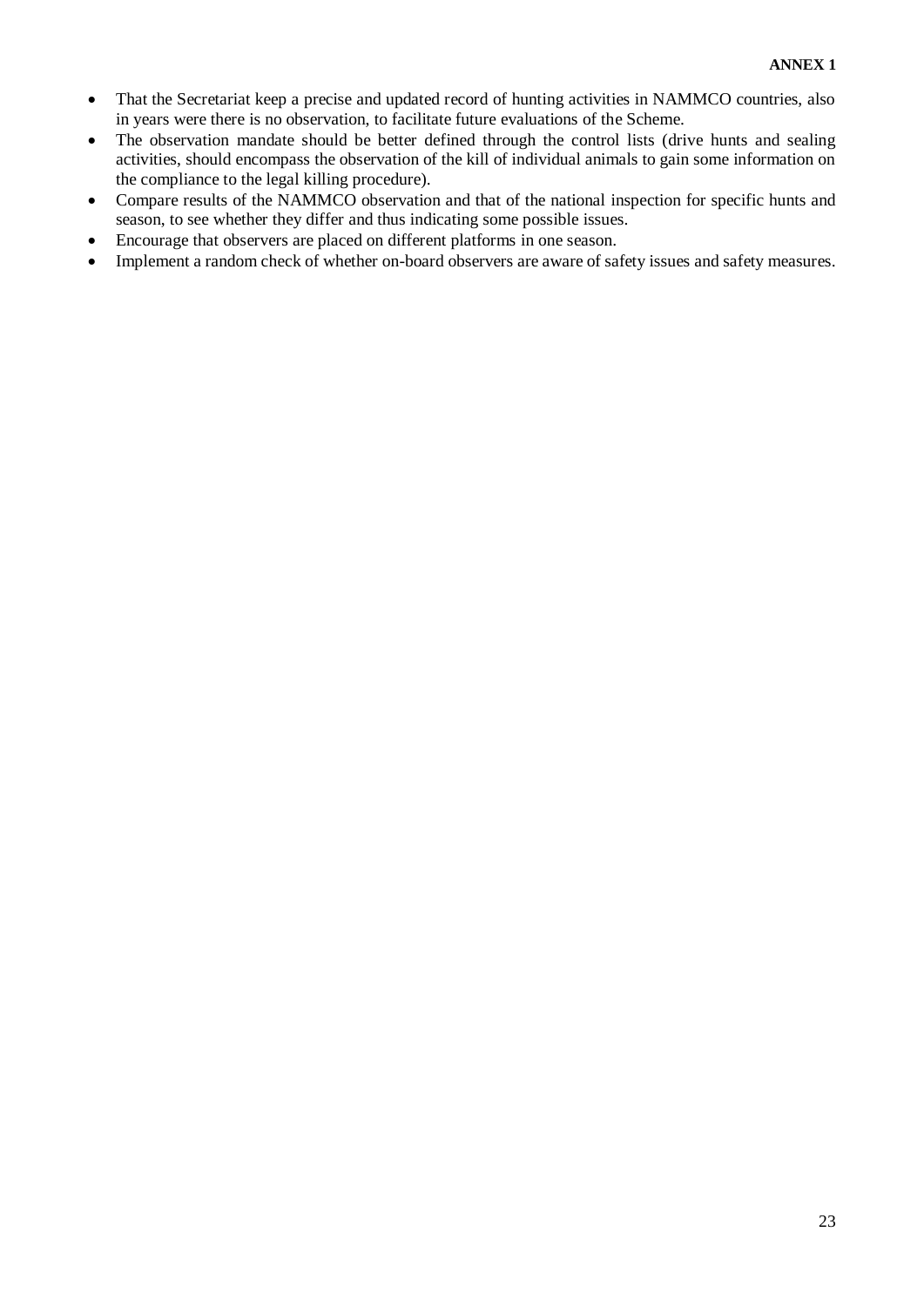- That the Secretariat keep a precise and updated record of hunting activities in NAMMCO countries, also in years were there is no observation, to facilitate future evaluations of the Scheme.
- The observation mandate should be better defined through the control lists (drive hunts and sealing activities, should encompass the observation of the kill of individual animals to gain some information on the compliance to the legal killing procedure).
- Compare results of the NAMMCO observation and that of the national inspection for specific hunts and season, to see whether they differ and thus indicating some possible issues.
- Encourage that observers are placed on different platforms in one season.
- Implement a random check of whether on-board observers are aware of safety issues and safety measures.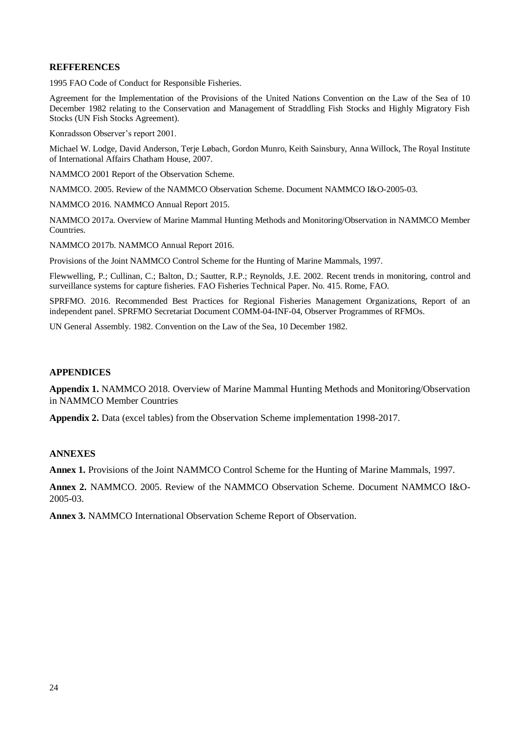## REFFERENCES

1995 FAO Code of Conduct for Responsible Fisheries.

Agreement for the Implementation of the Provisions of the United Nations Convention on the Law of the Sea of 10 December 1982 relating to the Conservation and Management of Straddling Fish Stocks and Highly Migratory Fish Stocks (UN Fish Stocks Agreement).

Konradsson Observer's report 2001.

Michael W. Lodge, David Anderson, Terje Løbach, Gordon Munro, Keith Sainsbury, Anna Willock, The Royal Institute of International Affairs Chatham House, 2007.

NAMMCO 2001 Report of the Observation Scheme.

NAMMCO. 2005. Review of the NAMMCO Observation Scheme. Document NAMMCO I&O-2005-03.

NAMMCO 2016. NAMMCO Annual Report 2015.

NAMMCO 2017a. Overview of Marine Mammal Hunting Methods and Monitoring/Observation in NAMMCO Member Countries.

NAMMCO 2017b. NAMMCO Annual Report 2016.

Provisions of the Joint NAMMCO Control Scheme for the Hunting of Marine Mammals, 1997.

Flewwelling, P.; Cullinan, C.; Balton, D.; Sautter, R.P.; Reynolds, J.E. 2002. Recent trends in monitoring, control and surveillance systems for capture fisheries. FAO Fisheries Technical Paper. No. 415. Rome, FAO.

SPRFMO. 2016. Recommended Best Practices for Regional Fisheries Management Organizations, Report of an independent panel. SPRFMO Secretariat Document COMM-04-INF-04, Observer Programmes of RFMOs.

UN General Assembly. 1982. Convention on the Law of the Sea, 10 December 1982.

## APPENDICES

**Appendix 1.** NAMMCO 2018. Overview of Marine Mammal Hunting Methods and Monitoring/Observation in NAMMCO Member Countries

**Appendix 2.** Data (excel tables) from the Observation Scheme implementation 1998-2017.

## ANNEXES

**Annex 1.** Provisions of the Joint NAMMCO Control Scheme for the Hunting of Marine Mammals, 1997.

**Annex 2.** NAMMCO. 2005. Review of the NAMMCO Observation Scheme. Document NAMMCO I&O-2005-03.

**Annex 3.** NAMMCO International Observation Scheme Report of Observation.